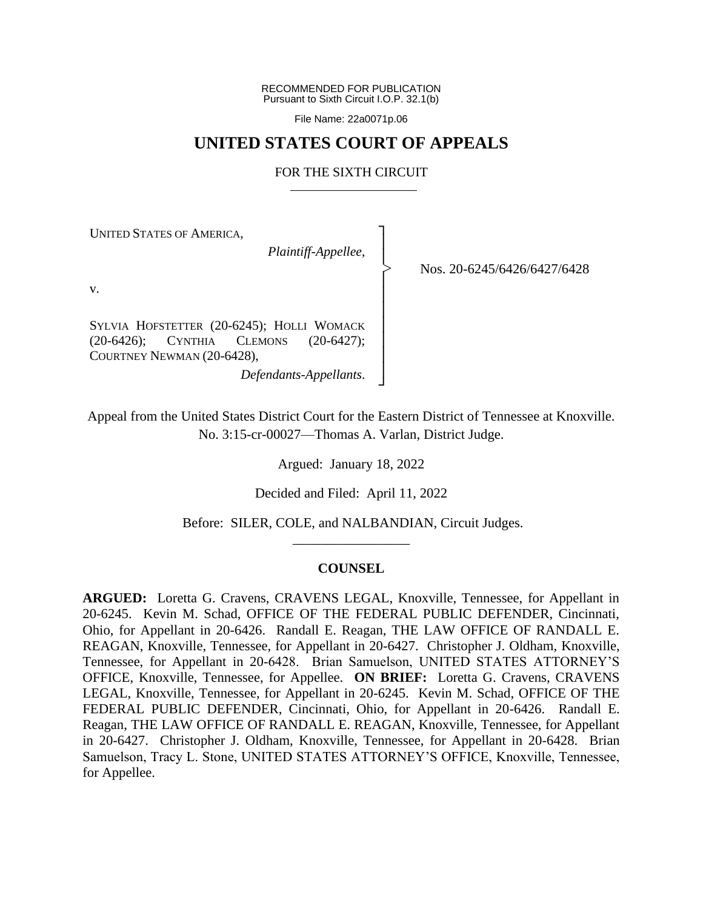RECOMMENDED FOR PUBLICATION
Pursuant to Sixth Circuit I.O.P. 32.1(b)

File Name: 22a0071p.06

# UNITED STATES COURT OF APPEALS

## FOR THE SIXTH CIRCUIT

UNITED STATES OF AMERICA,

*Plaintiff-Appellee*,

v.

SYLVIA HOFSTETTER (20-6245); HOLLI WOMACK (20-6426); CYNTHIA CLEMONS (20-6427); COURTNEY NEWMAN (20-6428),

*Defendants-Appellants*.

Nos. 20-6245/6426/6427/6428

Appeal from the United States District Court for the Eastern District of Tennessee at Knoxville.
No. 3:15-cr-00027—Thomas A. Varlan, District Judge.

Argued: January 18, 2022

Decided and Filed: April 11, 2022

Before: SILER, COLE, and NALBANDIAN, Circuit Judges.

## COUNSEL

**ARGUED:** Loretta G. Cravens, CRAVENS LEGAL, Knoxville, Tennessee, for Appellant in 20-6245. Kevin M. Schad, OFFICE OF THE FEDERAL PUBLIC DEFENDER, Cincinnati, Ohio, for Appellant in 20-6426. Randall E. Reagan, THE LAW OFFICE OF RANDALL E. REAGAN, Knoxville, Tennessee, for Appellant in 20-6427. Christopher J. Oldham, Knoxville, Tennessee, for Appellant in 20-6428. Brian Samuelson, UNITED STATES ATTORNEY'S OFFICE, Knoxville, Tennessee, for Appellee. **ON BRIEF:** Loretta G. Cravens, CRAVENS LEGAL, Knoxville, Tennessee, for Appellant in 20-6245. Kevin M. Schad, OFFICE OF THE FEDERAL PUBLIC DEFENDER, Cincinnati, Ohio, for Appellant in 20-6426. Randall E. Reagan, THE LAW OFFICE OF RANDALL E. REAGAN, Knoxville, Tennessee, for Appellant in 20-6427. Christopher J. Oldham, Knoxville, Tennessee, for Appellant in 20-6428. Brian Samuelson, Tracy L. Stone, UNITED STATES ATTORNEY'S OFFICE, Knoxville, Tennessee, for Appellee.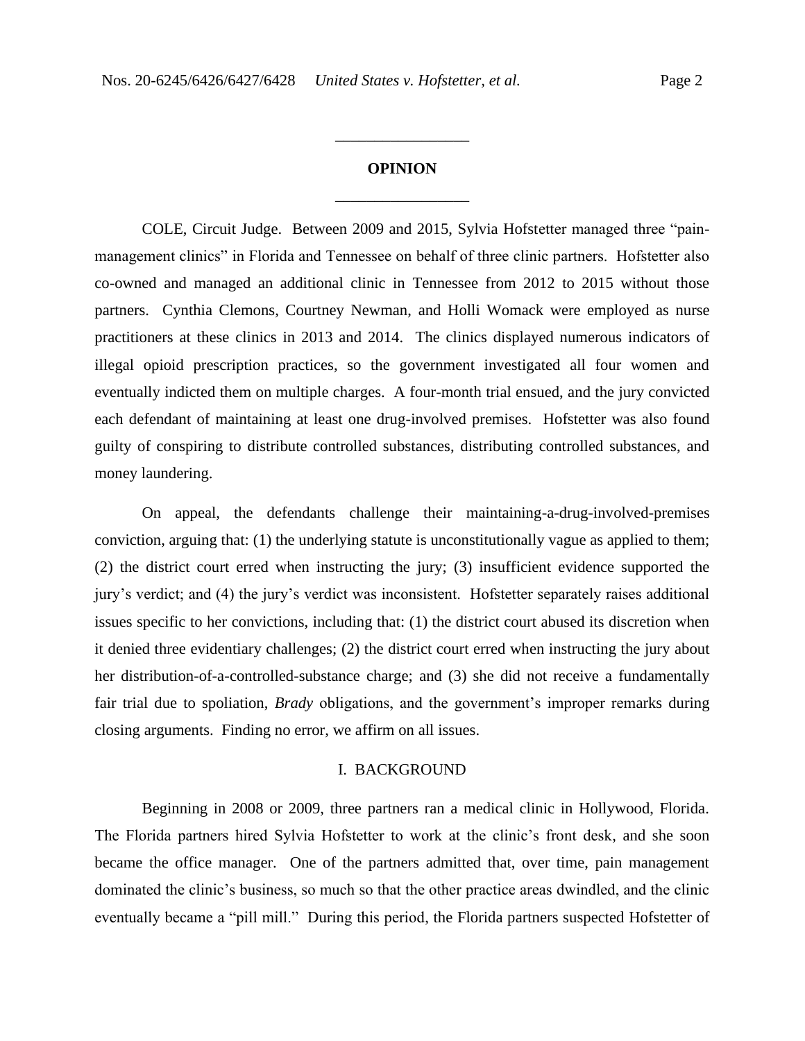## OPINION

COLE, Circuit Judge. Between 2009 and 2015, Sylvia Hofstetter managed three "pain-management clinics" in Florida and Tennessee on behalf of three clinic partners. Hofstetter also co-owned and managed an additional clinic in Tennessee from 2012 to 2015 without those partners. Cynthia Clemons, Courtney Newman, and Holli Womack were employed as nurse practitioners at these clinics in 2013 and 2014. The clinics displayed numerous indicators of illegal opioid prescription practices, so the government investigated all four women and eventually indicted them on multiple charges. A four-month trial ensued, and the jury convicted each defendant of maintaining at least one drug-involved premises. Hofstetter was also found guilty of conspiring to distribute controlled substances, distributing controlled substances, and money laundering.

On appeal, the defendants challenge their maintaining-a-drug-involved-premises conviction, arguing that: (1) the underlying statute is unconstitutionally vague as applied to them; (2) the district court erred when instructing the jury; (3) insufficient evidence supported the jury's verdict; and (4) the jury's verdict was inconsistent. Hofstetter separately raises additional issues specific to her convictions, including that: (1) the district court abused its discretion when it denied three evidentiary challenges; (2) the district court erred when instructing the jury about her distribution-of-a-controlled-substance charge; and (3) she did not receive a fundamentally fair trial due to spoliation, *Brady* obligations, and the government's improper remarks during closing arguments. Finding no error, we affirm on all issues.

### I. BACKGROUND

Beginning in 2008 or 2009, three partners ran a medical clinic in Hollywood, Florida. The Florida partners hired Sylvia Hofstetter to work at the clinic's front desk, and she soon became the office manager. One of the partners admitted that, over time, pain management dominated the clinic's business, so much so that the other practice areas dwindled, and the clinic eventually became a "pill mill." During this period, the Florida partners suspected Hofstetter of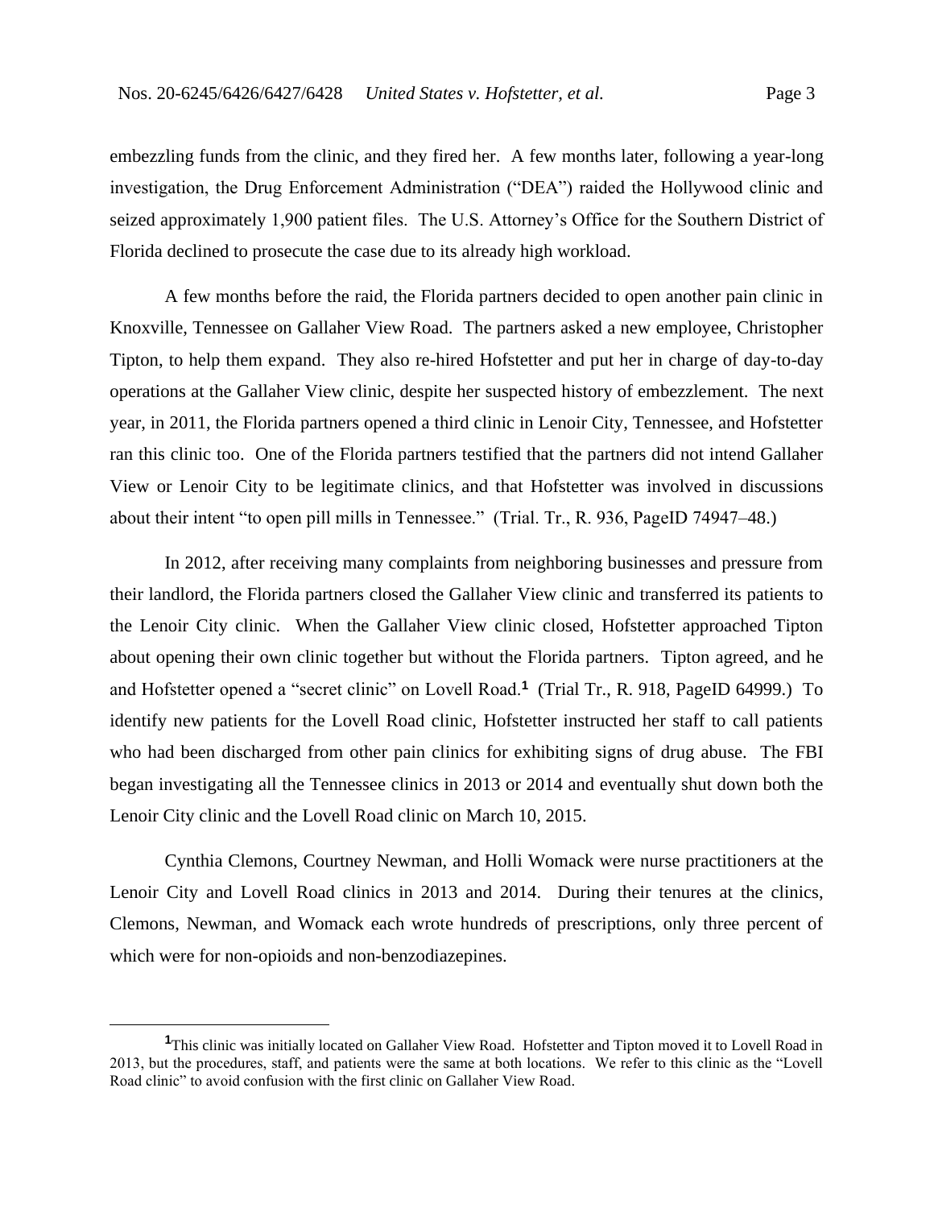embezzling funds from the clinic, and they fired her. A few months later, following a year-long investigation, the Drug Enforcement Administration ("DEA") raided the Hollywood clinic and seized approximately 1,900 patient files. The U.S. Attorney's Office for the Southern District of Florida declined to prosecute the case due to its already high workload.

A few months before the raid, the Florida partners decided to open another pain clinic in Knoxville, Tennessee on Gallaher View Road. The partners asked a new employee, Christopher Tipton, to help them expand. They also re-hired Hofstetter and put her in charge of day-to-day operations at the Gallaher View clinic, despite her suspected history of embezzlement. The next year, in 2011, the Florida partners opened a third clinic in Lenoir City, Tennessee, and Hofstetter ran this clinic too. One of the Florida partners testified that the partners did not intend Gallaher View or Lenoir City to be legitimate clinics, and that Hofstetter was involved in discussions about their intent "to open pill mills in Tennessee." (Trial. Tr., R. 936, PageID 74947–48.)

In 2012, after receiving many complaints from neighboring businesses and pressure from their landlord, the Florida partners closed the Gallaher View clinic and transferred its patients to the Lenoir City clinic. When the Gallaher View clinic closed, Hofstetter approached Tipton about opening their own clinic together but without the Florida partners. Tipton agreed, and he and Hofstetter opened a "secret clinic" on Lovell Road.[1] (Trial Tr., R. 918, PageID 64999.) To identify new patients for the Lovell Road clinic, Hofstetter instructed her staff to call patients who had been discharged from other pain clinics for exhibiting signs of drug abuse. The FBI began investigating all the Tennessee clinics in 2013 or 2014 and eventually shut down both the Lenoir City clinic and the Lovell Road clinic on March 10, 2015.

Cynthia Clemons, Courtney Newman, and Holli Womack were nurse practitioners at the Lenoir City and Lovell Road clinics in 2013 and 2014. During their tenures at the clinics, Clemons, Newman, and Womack each wrote hundreds of prescriptions, only three percent of which were for non-opioids and non-benzodiazepines.

---

[1] This clinic was initially located on Gallaher View Road. Hofstetter and Tipton moved it to Lovell Road in 2013, but the procedures, staff, and patients were the same at both locations. We refer to this clinic as the "Lovell Road clinic" to avoid confusion with the first clinic on Gallaher View Road.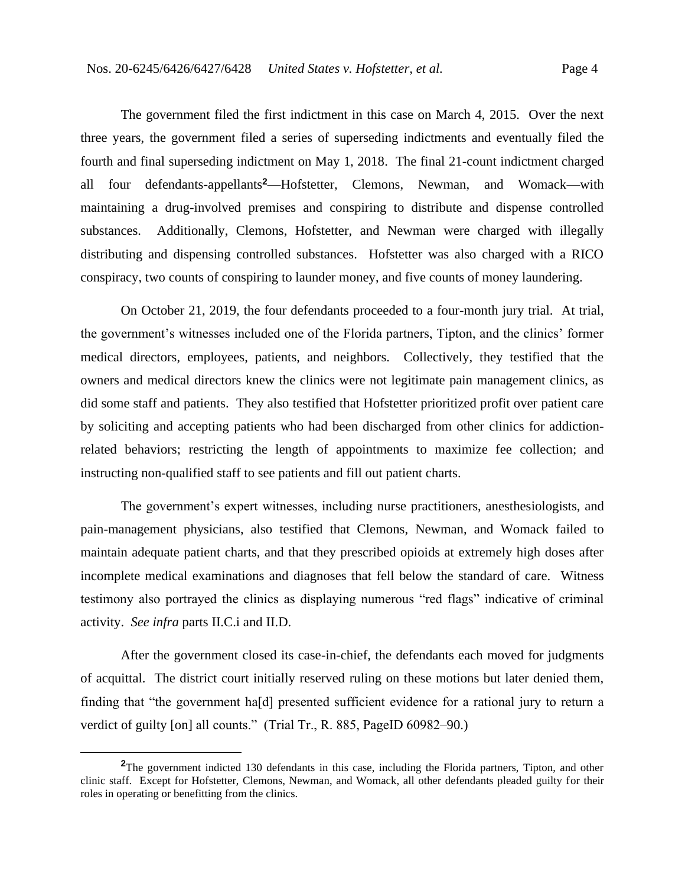The government filed the first indictment in this case on March 4, 2015. Over the next three years, the government filed a series of superseding indictments and eventually filed the fourth and final superseding indictment on May 1, 2018. The final 21-count indictment charged all four defendants-appellants[2]—Hofstetter, Clemons, Newman, and Womack—with maintaining a drug-involved premises and conspiring to distribute and dispense controlled substances. Additionally, Clemons, Hofstetter, and Newman were charged with illegally distributing and dispensing controlled substances. Hofstetter was also charged with a RICO conspiracy, two counts of conspiring to launder money, and five counts of money laundering.

On October 21, 2019, the four defendants proceeded to a four-month jury trial. At trial, the government's witnesses included one of the Florida partners, Tipton, and the clinics' former medical directors, employees, patients, and neighbors. Collectively, they testified that the owners and medical directors knew the clinics were not legitimate pain management clinics, as did some staff and patients. They also testified that Hofstetter prioritized profit over patient care by soliciting and accepting patients who had been discharged from other clinics for addiction-related behaviors; restricting the length of appointments to maximize fee collection; and instructing non-qualified staff to see patients and fill out patient charts.

The government's expert witnesses, including nurse practitioners, anesthesiologists, and pain-management physicians, also testified that Clemons, Newman, and Womack failed to maintain adequate patient charts, and that they prescribed opioids at extremely high doses after incomplete medical examinations and diagnoses that fell below the standard of care. Witness testimony also portrayed the clinics as displaying numerous "red flags" indicative of criminal activity. *See infra* parts II.C.i and II.D.

After the government closed its case-in-chief, the defendants each moved for judgments of acquittal. The district court initially reserved ruling on these motions but later denied them, finding that "the government ha[d] presented sufficient evidence for a rational jury to return a verdict of guilty [on] all counts." (Trial Tr., R. 885, PageID 60982–90.)

---

[2]The government indicted 130 defendants in this case, including the Florida partners, Tipton, and other clinic staff. Except for Hofstetter, Clemons, Newman, and Womack, all other defendants pleaded guilty for their roles in operating or benefitting from the clinics.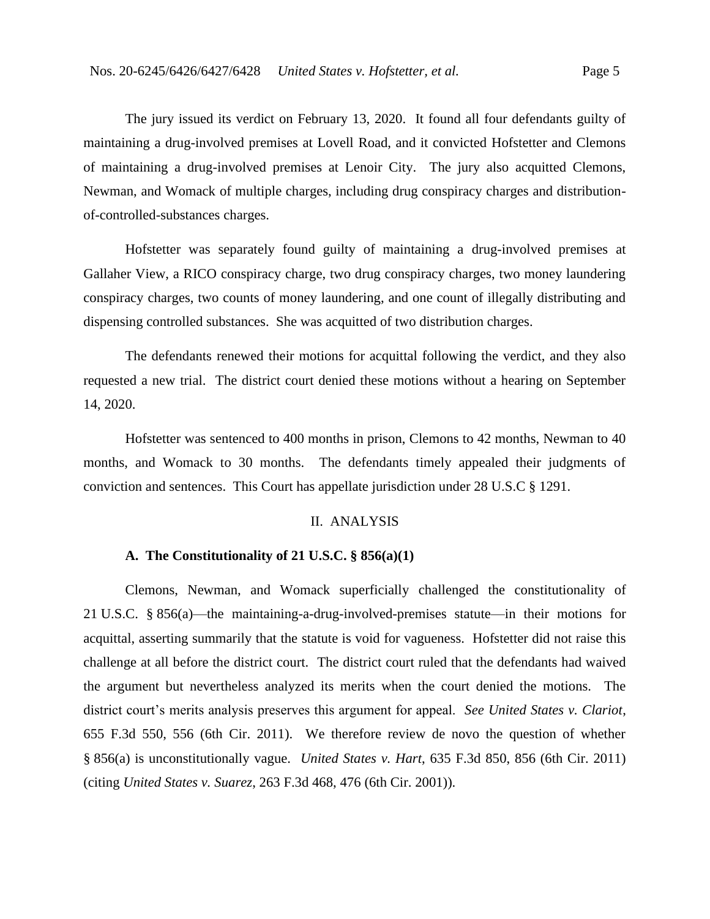The jury issued its verdict on February 13, 2020. It found all four defendants guilty of maintaining a drug-involved premises at Lovell Road, and it convicted Hofstetter and Clemons of maintaining a drug-involved premises at Lenoir City. The jury also acquitted Clemons, Newman, and Womack of multiple charges, including drug conspiracy charges and distribution-of-controlled-substances charges.

Hofstetter was separately found guilty of maintaining a drug-involved premises at Gallaher View, a RICO conspiracy charge, two drug conspiracy charges, two money laundering conspiracy charges, two counts of money laundering, and one count of illegally distributing and dispensing controlled substances. She was acquitted of two distribution charges.

The defendants renewed their motions for acquittal following the verdict, and they also requested a new trial. The district court denied these motions without a hearing on September 14, 2020.

Hofstetter was sentenced to 400 months in prison, Clemons to 42 months, Newman to 40 months, and Womack to 30 months. The defendants timely appealed their judgments of conviction and sentences. This Court has appellate jurisdiction under 28 U.S.C § 1291.

## II. ANALYSIS

### A. The Constitutionality of 21 U.S.C. § 856(a)(1)

Clemons, Newman, and Womack superficially challenged the constitutionality of 21 U.S.C. § 856(a)—the maintaining-a-drug-involved-premises statute—in their motions for acquittal, asserting summarily that the statute is void for vagueness. Hofstetter did not raise this challenge at all before the district court. The district court ruled that the defendants had waived the argument but nevertheless analyzed its merits when the court denied the motions. The district court's merits analysis preserves this argument for appeal. *See United States v. Clariot*, 655 F.3d 550, 556 (6th Cir. 2011). We therefore review de novo the question of whether § 856(a) is unconstitutionally vague. *United States v. Hart*, 635 F.3d 850, 856 (6th Cir. 2011) (citing *United States v. Suarez*, 263 F.3d 468, 476 (6th Cir. 2001)).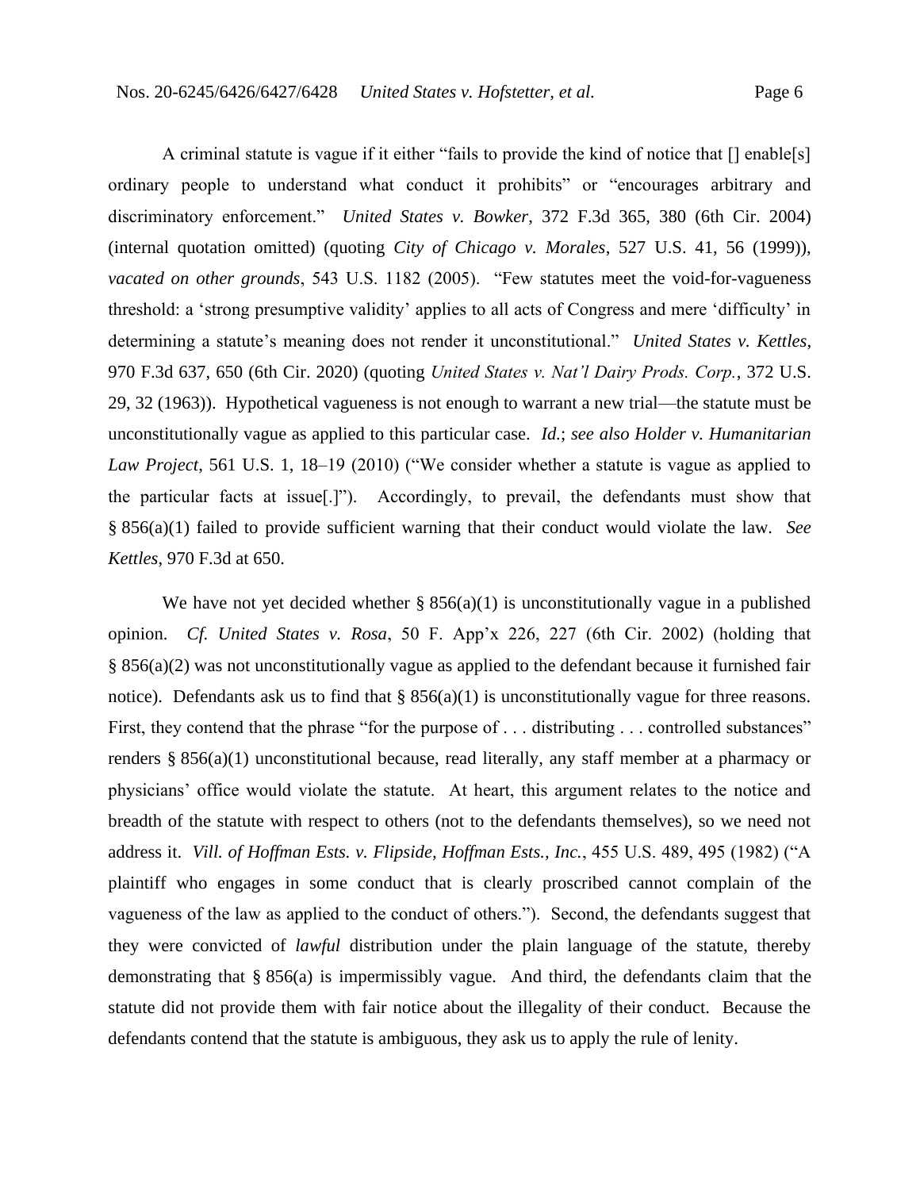A criminal statute is vague if it either "fails to provide the kind of notice that [] enable[s] ordinary people to understand what conduct it prohibits" or "encourages arbitrary and discriminatory enforcement." *United States v. Bowker*, 372 F.3d 365, 380 (6th Cir. 2004) (internal quotation omitted) (quoting *City of Chicago v. Morales*, 527 U.S. 41, 56 (1999)), *vacated on other grounds*, 543 U.S. 1182 (2005). "Few statutes meet the void-for-vagueness threshold: a 'strong presumptive validity' applies to all acts of Congress and mere 'difficulty' in determining a statute's meaning does not render it unconstitutional." *United States v. Kettles*, 970 F.3d 637, 650 (6th Cir. 2020) (quoting *United States v. Nat'l Dairy Prods. Corp.*, 372 U.S. 29, 32 (1963)). Hypothetical vagueness is not enough to warrant a new trial—the statute must be unconstitutionally vague as applied to this particular case. *Id.*; *see also Holder v. Humanitarian Law Project*, 561 U.S. 1, 18–19 (2010) ("We consider whether a statute is vague as applied to the particular facts at issue[.]"). Accordingly, to prevail, the defendants must show that § 856(a)(1) failed to provide sufficient warning that their conduct would violate the law. *See Kettles*, 970 F.3d at 650.

We have not yet decided whether § 856(a)(1) is unconstitutionally vague in a published opinion. *Cf. United States v. Rosa*, 50 F. App'x 226, 227 (6th Cir. 2002) (holding that § 856(a)(2) was not unconstitutionally vague as applied to the defendant because it furnished fair notice). Defendants ask us to find that § 856(a)(1) is unconstitutionally vague for three reasons. First, they contend that the phrase "for the purpose of . . . distributing . . . controlled substances" renders § 856(a)(1) unconstitutional because, read literally, any staff member at a pharmacy or physicians' office would violate the statute. At heart, this argument relates to the notice and breadth of the statute with respect to others (not to the defendants themselves), so we need not address it. *Vill. of Hoffman Ests. v. Flipside, Hoffman Ests., Inc.*, 455 U.S. 489, 495 (1982) ("A plaintiff who engages in some conduct that is clearly proscribed cannot complain of the vagueness of the law as applied to the conduct of others."). Second, the defendants suggest that they were convicted of *lawful* distribution under the plain language of the statute, thereby demonstrating that § 856(a) is impermissibly vague. And third, the defendants claim that the statute did not provide them with fair notice about the illegality of their conduct. Because the defendants contend that the statute is ambiguous, they ask us to apply the rule of lenity.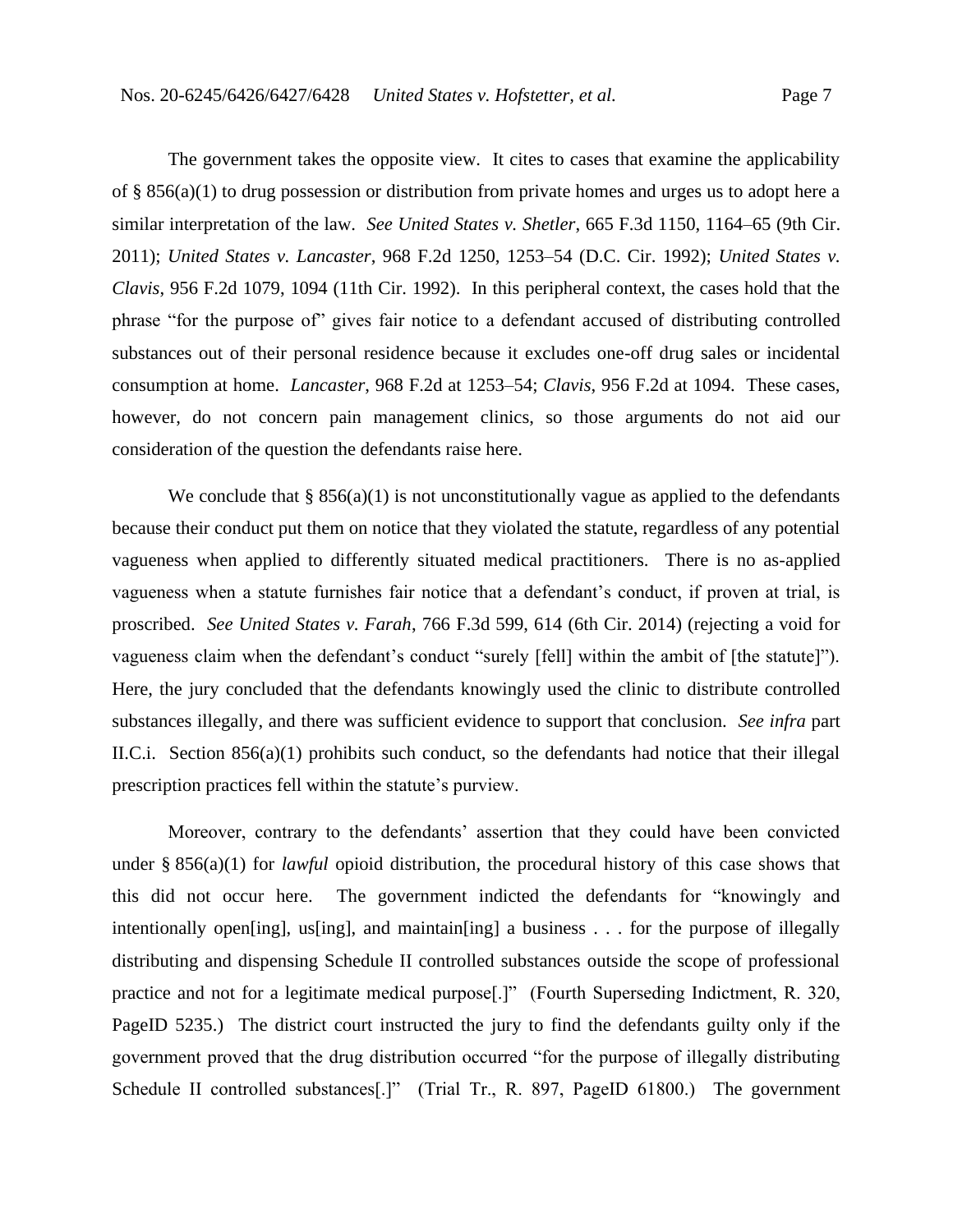The government takes the opposite view. It cites to cases that examine the applicability of § 856(a)(1) to drug possession or distribution from private homes and urges us to adopt here a similar interpretation of the law. *See United States v. Shetler*, 665 F.3d 1150, 1164–65 (9th Cir. 2011); *United States v. Lancaster*, 968 F.2d 1250, 1253–54 (D.C. Cir. 1992); *United States v. Clavis*, 956 F.2d 1079, 1094 (11th Cir. 1992). In this peripheral context, the cases hold that the phrase "for the purpose of" gives fair notice to a defendant accused of distributing controlled substances out of their personal residence because it excludes one-off drug sales or incidental consumption at home. *Lancaster*, 968 F.2d at 1253–54; *Clavis*, 956 F.2d at 1094. These cases, however, do not concern pain management clinics, so those arguments do not aid our consideration of the question the defendants raise here.

We conclude that § 856(a)(1) is not unconstitutionally vague as applied to the defendants because their conduct put them on notice that they violated the statute, regardless of any potential vagueness when applied to differently situated medical practitioners. There is no as-applied vagueness when a statute furnishes fair notice that a defendant's conduct, if proven at trial, is proscribed. *See United States v. Farah*, 766 F.3d 599, 614 (6th Cir. 2014) (rejecting a void for vagueness claim when the defendant's conduct "surely [fell] within the ambit of [the statute]"). Here, the jury concluded that the defendants knowingly used the clinic to distribute controlled substances illegally, and there was sufficient evidence to support that conclusion. *See infra* part II.C.i. Section 856(a)(1) prohibits such conduct, so the defendants had notice that their illegal prescription practices fell within the statute's purview.

Moreover, contrary to the defendants' assertion that they could have been convicted under § 856(a)(1) for *lawful* opioid distribution, the procedural history of this case shows that this did not occur here. The government indicted the defendants for "knowingly and intentionally open[ing], us[ing], and maintain[ing] a business . . . for the purpose of illegally distributing and dispensing Schedule II controlled substances outside the scope of professional practice and not for a legitimate medical purpose[.]" (Fourth Superseding Indictment, R. 320, PageID 5235.) The district court instructed the jury to find the defendants guilty only if the government proved that the drug distribution occurred "for the purpose of illegally distributing Schedule II controlled substances[.]" (Trial Tr., R. 897, PageID 61800.) The government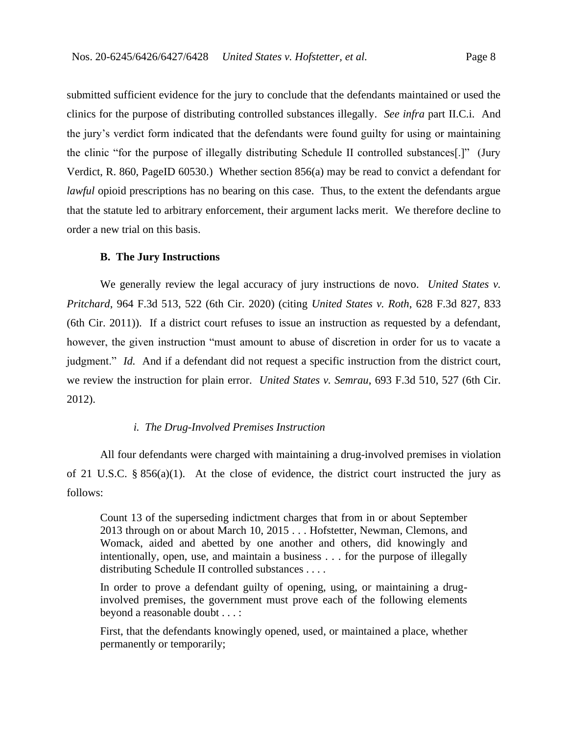submitted sufficient evidence for the jury to conclude that the defendants maintained or used the clinics for the purpose of distributing controlled substances illegally. *See infra* part II.C.i. And the jury's verdict form indicated that the defendants were found guilty for using or maintaining the clinic "for the purpose of illegally distributing Schedule II controlled substances[.]" (Jury Verdict, R. 860, PageID 60530.) Whether section 856(a) may be read to convict a defendant for *lawful* opioid prescriptions has no bearing on this case. Thus, to the extent the defendants argue that the statute led to arbitrary enforcement, their argument lacks merit. We therefore decline to order a new trial on this basis.

### B. The Jury Instructions

We generally review the legal accuracy of jury instructions de novo. *United States v. Pritchard*, 964 F.3d 513, 522 (6th Cir. 2020) (citing *United States v. Roth*, 628 F.3d 827, 833 (6th Cir. 2011)). If a district court refuses to issue an instruction as requested by a defendant, however, the given instruction "must amount to abuse of discretion in order for us to vacate a judgment." *Id.* And if a defendant did not request a specific instruction from the district court, we review the instruction for plain error. *United States v. Semrau*, 693 F.3d 510, 527 (6th Cir. 2012).

#### *i. The Drug-Involved Premises Instruction*

All four defendants were charged with maintaining a drug-involved premises in violation of 21 U.S.C. § 856(a)(1). At the close of evidence, the district court instructed the jury as follows:

> Count 13 of the superseding indictment charges that from in or about September 2013 through on or about March 10, 2015 . . . Hofstetter, Newman, Clemons, and Womack, aided and abetted by one another and others, did knowingly and intentionally, open, use, and maintain a business . . . for the purpose of illegally distributing Schedule II controlled substances . . . .
>
> In order to prove a defendant guilty of opening, using, or maintaining a drug-involved premises, the government must prove each of the following elements beyond a reasonable doubt . . . :
>
> First, that the defendants knowingly opened, used, or maintained a place, whether permanently or temporarily;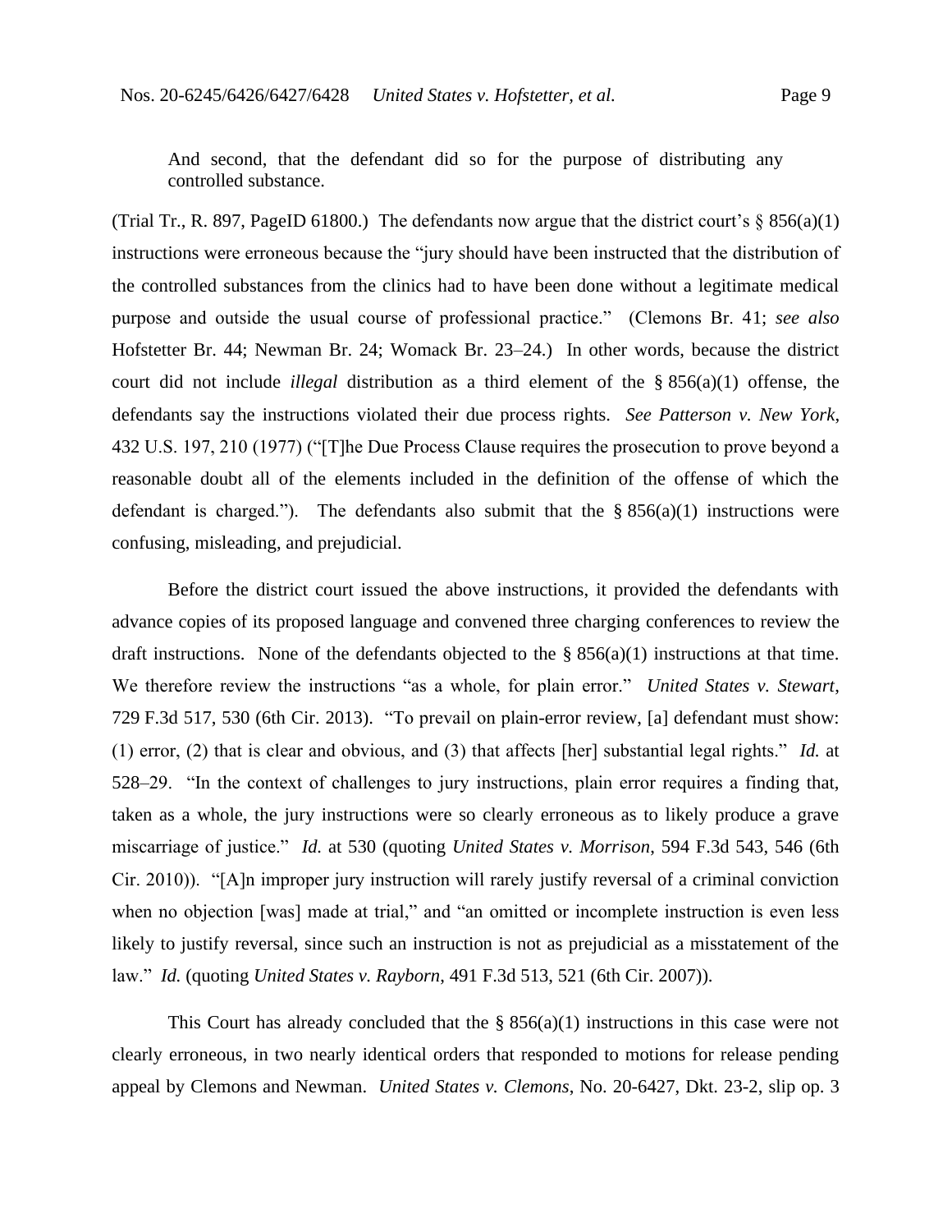> And second, that the defendant did so for the purpose of distributing any controlled substance.

(Trial Tr., R. 897, PageID 61800.) The defendants now argue that the district court's § 856(a)(1) instructions were erroneous because the "jury should have been instructed that the distribution of the controlled substances from the clinics had to have been done without a legitimate medical purpose and outside the usual course of professional practice." (Clemons Br. 41; *see also* Hofstetter Br. 44; Newman Br. 24; Womack Br. 23–24.) In other words, because the district court did not include *illegal* distribution as a third element of the § 856(a)(1) offense, the defendants say the instructions violated their due process rights. *See Patterson v. New York*, 432 U.S. 197, 210 (1977) ("[T]he Due Process Clause requires the prosecution to prove beyond a reasonable doubt all of the elements included in the definition of the offense of which the defendant is charged."). The defendants also submit that the § 856(a)(1) instructions were confusing, misleading, and prejudicial.

Before the district court issued the above instructions, it provided the defendants with advance copies of its proposed language and convened three charging conferences to review the draft instructions. None of the defendants objected to the § 856(a)(1) instructions at that time. We therefore review the instructions "as a whole, for plain error." *United States v. Stewart*, 729 F.3d 517, 530 (6th Cir. 2013). "To prevail on plain-error review, [a] defendant must show: (1) error, (2) that is clear and obvious, and (3) that affects [her] substantial legal rights." *Id.* at 528–29. "In the context of challenges to jury instructions, plain error requires a finding that, taken as a whole, the jury instructions were so clearly erroneous as to likely produce a grave miscarriage of justice." *Id.* at 530 (quoting *United States v. Morrison*, 594 F.3d 543, 546 (6th Cir. 2010)). "[A]n improper jury instruction will rarely justify reversal of a criminal conviction when no objection [was] made at trial," and "an omitted or incomplete instruction is even less likely to justify reversal, since such an instruction is not as prejudicial as a misstatement of the law." *Id.* (quoting *United States v. Rayborn*, 491 F.3d 513, 521 (6th Cir. 2007)).

This Court has already concluded that the § 856(a)(1) instructions in this case were not clearly erroneous, in two nearly identical orders that responded to motions for release pending appeal by Clemons and Newman. *United States v. Clemons*, No. 20-6427, Dkt. 23-2, slip op. 3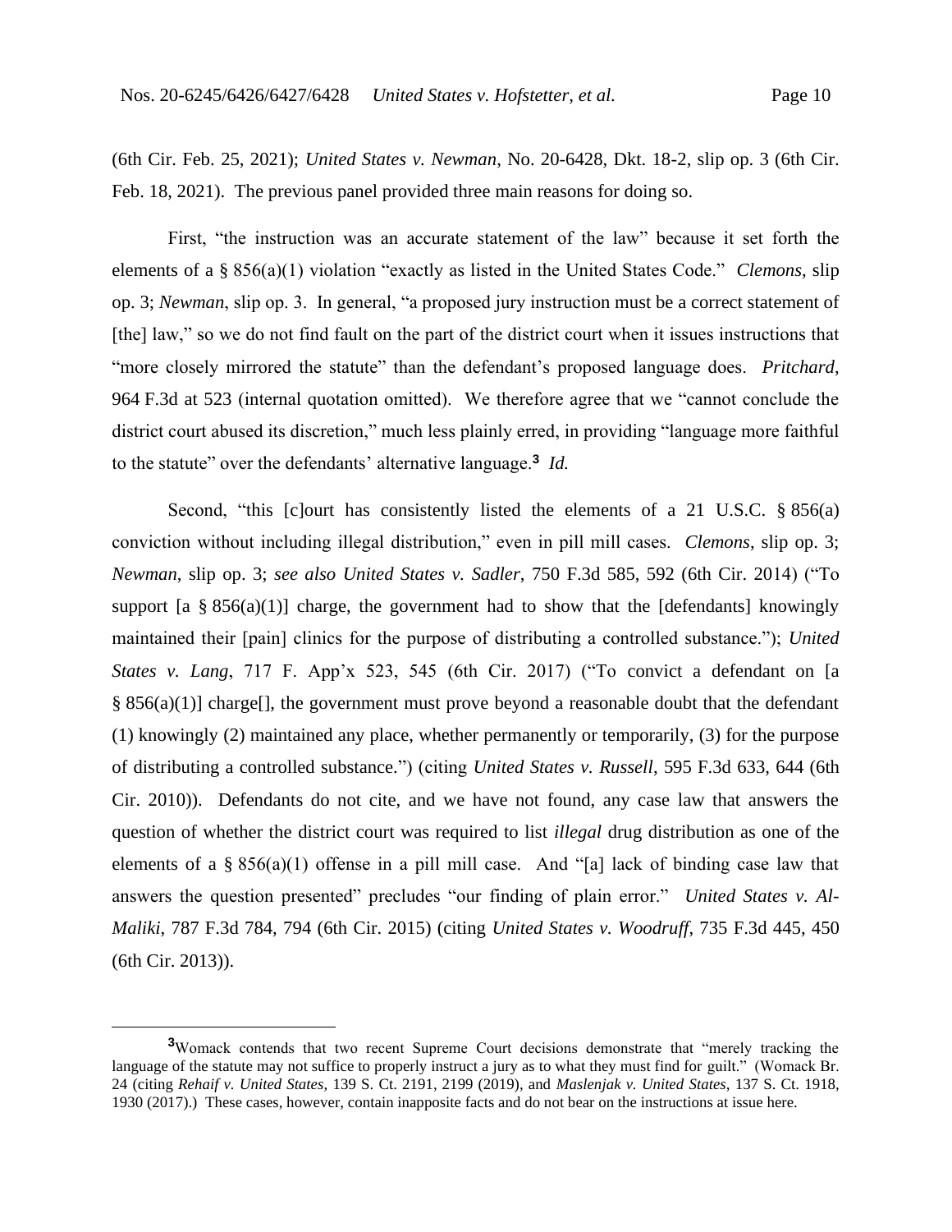(6th Cir. Feb. 25, 2021); *United States v. Newman*, No. 20-6428, Dkt. 18-2, slip op. 3 (6th Cir. Feb. 18, 2021). The previous panel provided three main reasons for doing so.

First, "the instruction was an accurate statement of the law" because it set forth the elements of a § 856(a)(1) violation "exactly as listed in the United States Code." *Clemons*, slip op. 3; *Newman*, slip op. 3. In general, "a proposed jury instruction must be a correct statement of [the] law," so we do not find fault on the part of the district court when it issues instructions that "more closely mirrored the statute" than the defendant's proposed language does. *Pritchard*, 964 F.3d at 523 (internal quotation omitted). We therefore agree that we "cannot conclude the district court abused its discretion," much less plainly erred, in providing "language more faithful to the statute" over the defendants' alternative language.[3] *Id.*

Second, "this [c]ourt has consistently listed the elements of a 21 U.S.C. § 856(a) conviction without including illegal distribution," even in pill mill cases. *Clemons*, slip op. 3; *Newman*, slip op. 3; *see also United States v. Sadler*, 750 F.3d 585, 592 (6th Cir. 2014) ("To support [a § 856(a)(1)] charge, the government had to show that the [defendants] knowingly maintained their [pain] clinics for the purpose of distributing a controlled substance."); *United States v. Lang*, 717 F. App'x 523, 545 (6th Cir. 2017) ("To convict a defendant on [a § 856(a)(1)] charge[], the government must prove beyond a reasonable doubt that the defendant (1) knowingly (2) maintained any place, whether permanently or temporarily, (3) for the purpose of distributing a controlled substance.") (citing *United States v. Russell*, 595 F.3d 633, 644 (6th Cir. 2010)). Defendants do not cite, and we have not found, any case law that answers the question of whether the district court was required to list *illegal* drug distribution as one of the elements of a § 856(a)(1) offense in a pill mill case. And "[a] lack of binding case law that answers the question presented" precludes "our finding of plain error." *United States v. Al-Maliki*, 787 F.3d 784, 794 (6th Cir. 2015) (citing *United States v. Woodruff*, 735 F.3d 445, 450 (6th Cir. 2013)).

---

[3] Womack contends that two recent Supreme Court decisions demonstrate that "merely tracking the language of the statute may not suffice to properly instruct a jury as to what they must find for guilt." (Womack Br. 24 (citing *Rehaif v. United States*, 139 S. Ct. 2191, 2199 (2019), and *Maslenjak v. United States*, 137 S. Ct. 1918, 1930 (2017).) These cases, however, contain inapposite facts and do not bear on the instructions at issue here.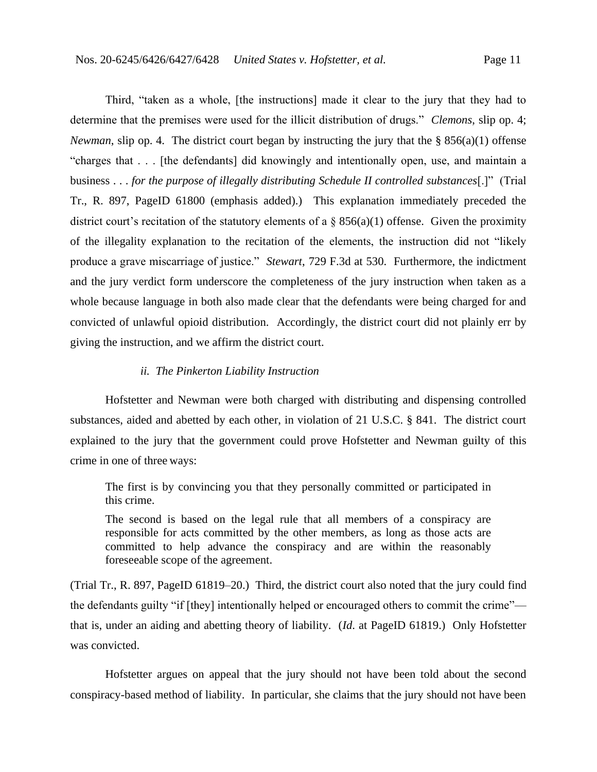Third, "taken as a whole, [the instructions] made it clear to the jury that they had to determine that the premises were used for the illicit distribution of drugs." *Clemons*, slip op. 4; *Newman*, slip op. 4. The district court began by instructing the jury that the § 856(a)(1) offense "charges that . . . [the defendants] did knowingly and intentionally open, use, and maintain a business . . . *for the purpose of illegally distributing Schedule II controlled substances*[.]" (Trial Tr., R. 897, PageID 61800 (emphasis added).) This explanation immediately preceded the district court's recitation of the statutory elements of a § 856(a)(1) offense. Given the proximity of the illegality explanation to the recitation of the elements, the instruction did not "likely produce a grave miscarriage of justice." *Stewart*, 729 F.3d at 530. Furthermore, the indictment and the jury verdict form underscore the completeness of the jury instruction when taken as a whole because language in both also made clear that the defendants were being charged for and convicted of unlawful opioid distribution. Accordingly, the district court did not plainly err by giving the instruction, and we affirm the district court.

#### *ii. The Pinkerton Liability Instruction*

Hofstetter and Newman were both charged with distributing and dispensing controlled substances, aided and abetted by each other, in violation of 21 U.S.C. § 841. The district court explained to the jury that the government could prove Hofstetter and Newman guilty of this crime in one of three ways:

> The first is by convincing you that they personally committed or participated in this crime.
>
> The second is based on the legal rule that all members of a conspiracy are responsible for acts committed by the other members, as long as those acts are committed to help advance the conspiracy and are within the reasonably foreseeable scope of the agreement.

(Trial Tr., R. 897, PageID 61819–20.) Third, the district court also noted that the jury could find the defendants guilty "if [they] intentionally helped or encouraged others to commit the crime"—that is, under an aiding and abetting theory of liability. (*Id.* at PageID 61819.) Only Hofstetter was convicted.

Hofstetter argues on appeal that the jury should not have been told about the second conspiracy-based method of liability. In particular, she claims that the jury should not have been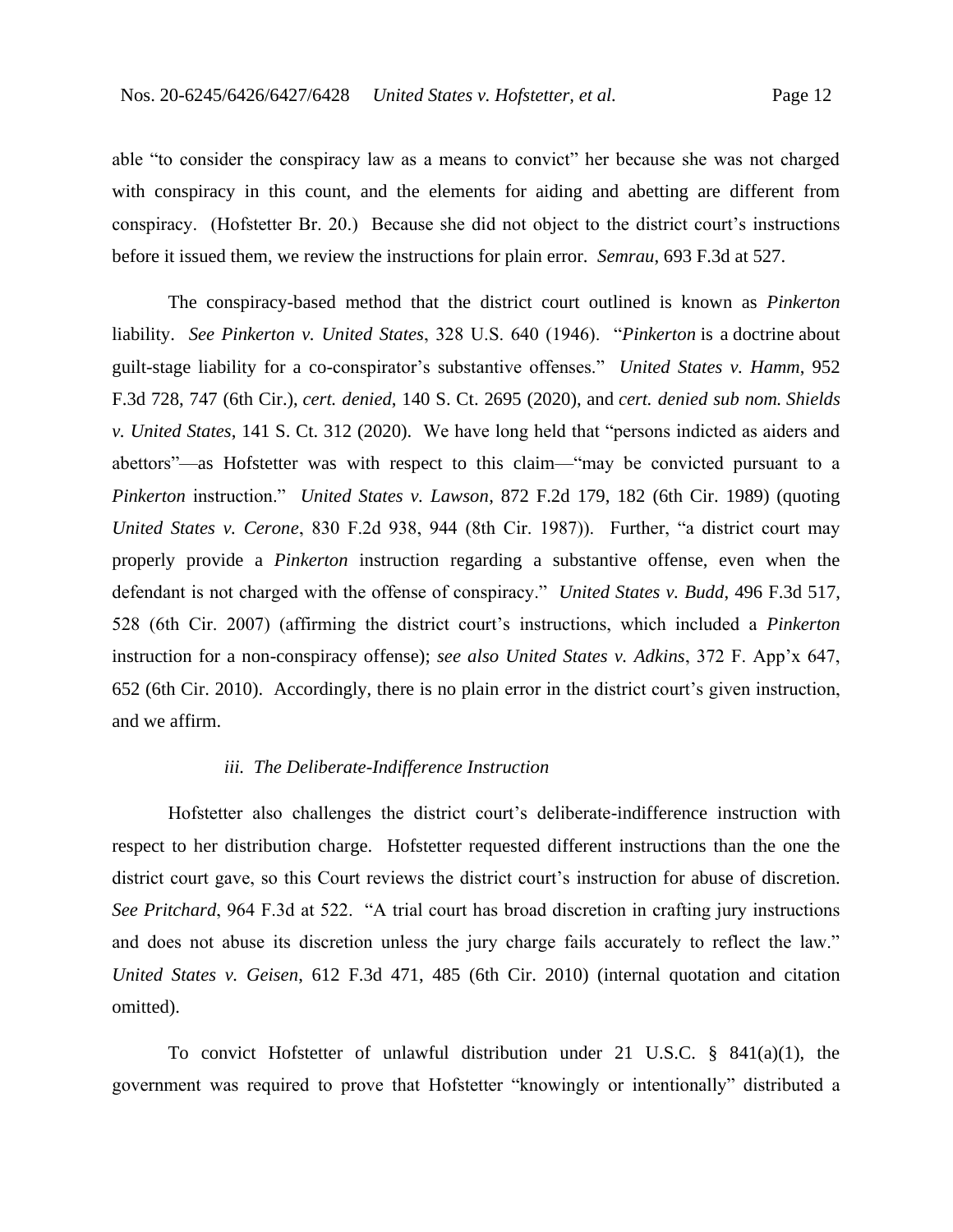able "to consider the conspiracy law as a means to convict" her because she was not charged with conspiracy in this count, and the elements for aiding and abetting are different from conspiracy. (Hofstetter Br. 20.) Because she did not object to the district court's instructions before it issued them, we review the instructions for plain error. *Semrau*, 693 F.3d at 527.

The conspiracy-based method that the district court outlined is known as *Pinkerton* liability. *See Pinkerton v. United States*, 328 U.S. 640 (1946). "*Pinkerton* is a doctrine about guilt-stage liability for a co-conspirator's substantive offenses." *United States v. Hamm*, 952 F.3d 728, 747 (6th Cir.), *cert. denied*, 140 S. Ct. 2695 (2020), and *cert. denied sub nom. Shields v. United States*, 141 S. Ct. 312 (2020). We have long held that "persons indicted as aiders and abettors"—as Hofstetter was with respect to this claim—"may be convicted pursuant to a *Pinkerton* instruction." *United States v. Lawson*, 872 F.2d 179, 182 (6th Cir. 1989) (quoting *United States v. Cerone*, 830 F.2d 938, 944 (8th Cir. 1987)). Further, "a district court may properly provide a *Pinkerton* instruction regarding a substantive offense, even when the defendant is not charged with the offense of conspiracy." *United States v. Budd*, 496 F.3d 517, 528 (6th Cir. 2007) (affirming the district court's instructions, which included a *Pinkerton* instruction for a non-conspiracy offense); *see also United States v. Adkins*, 372 F. App'x 647, 652 (6th Cir. 2010). Accordingly, there is no plain error in the district court's given instruction, and we affirm.

*iii. The Deliberate-Indifference Instruction*

Hofstetter also challenges the district court's deliberate-indifference instruction with respect to her distribution charge. Hofstetter requested different instructions than the one the district court gave, so this Court reviews the district court's instruction for abuse of discretion. *See Pritchard*, 964 F.3d at 522. "A trial court has broad discretion in crafting jury instructions and does not abuse its discretion unless the jury charge fails accurately to reflect the law." *United States v. Geisen*, 612 F.3d 471, 485 (6th Cir. 2010) (internal quotation and citation omitted).

To convict Hofstetter of unlawful distribution under 21 U.S.C. § 841(a)(1), the government was required to prove that Hofstetter "knowingly or intentionally" distributed a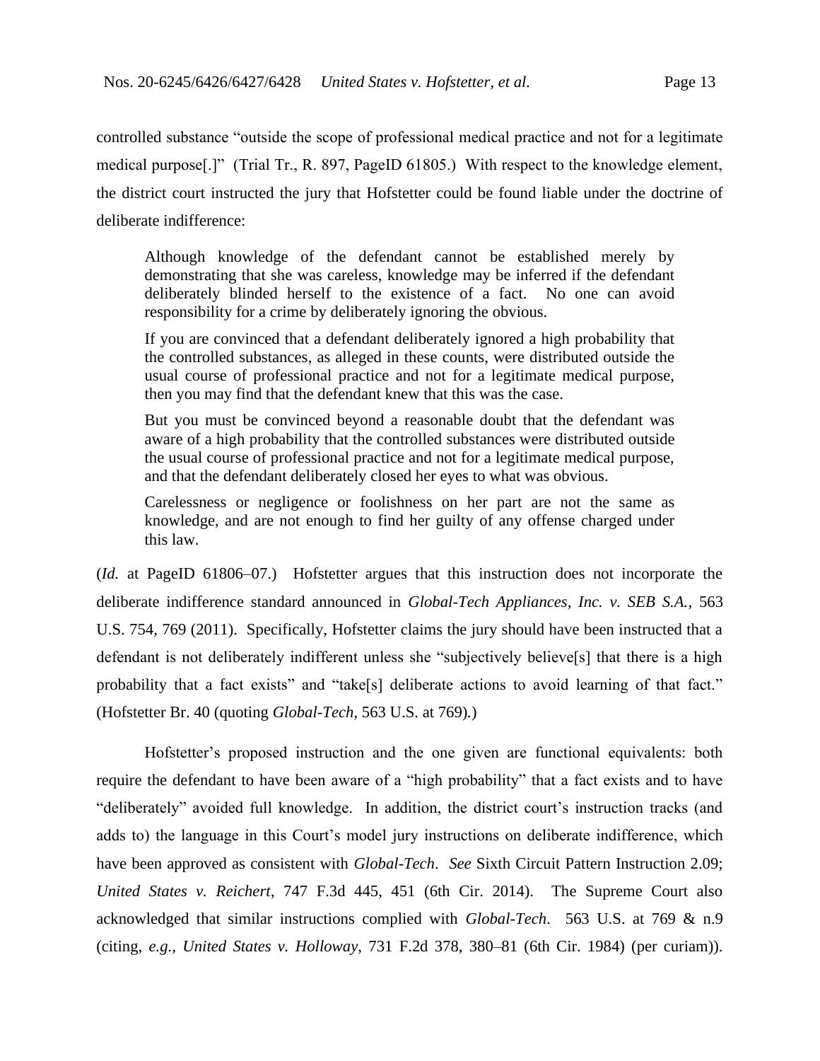controlled substance "outside the scope of professional medical practice and not for a legitimate medical purpose[.]" (Trial Tr., R. 897, PageID 61805.) With respect to the knowledge element, the district court instructed the jury that Hofstetter could be found liable under the doctrine of deliberate indifference:

> Although knowledge of the defendant cannot be established merely by demonstrating that she was careless, knowledge may be inferred if the defendant deliberately blinded herself to the existence of a fact. No one can avoid responsibility for a crime by deliberately ignoring the obvious.
>
> If you are convinced that a defendant deliberately ignored a high probability that the controlled substances, as alleged in these counts, were distributed outside the usual course of professional practice and not for a legitimate medical purpose, then you may find that the defendant knew that this was the case.
>
> But you must be convinced beyond a reasonable doubt that the defendant was aware of a high probability that the controlled substances were distributed outside the usual course of professional practice and not for a legitimate medical purpose, and that the defendant deliberately closed her eyes to what was obvious.
>
> Carelessness or negligence or foolishness on her part are not the same as knowledge, and are not enough to find her guilty of any offense charged under this law.

(*Id.* at PageID 61806–07.) Hofstetter argues that this instruction does not incorporate the deliberate indifference standard announced in *Global-Tech Appliances, Inc. v. SEB S.A.*, 563 U.S. 754, 769 (2011). Specifically, Hofstetter claims the jury should have been instructed that a defendant is not deliberately indifferent unless she "subjectively believe[s] that there is a high probability that a fact exists" and "take[s] deliberate actions to avoid learning of that fact." (Hofstetter Br. 40 (quoting *Global-Tech*, 563 U.S. at 769).)

Hofstetter's proposed instruction and the one given are functional equivalents: both require the defendant to have been aware of a "high probability" that a fact exists and to have "deliberately" avoided full knowledge. In addition, the district court's instruction tracks (and adds to) the language in this Court's model jury instructions on deliberate indifference, which have been approved as consistent with *Global-Tech*. *See* Sixth Circuit Pattern Instruction 2.09; *United States v. Reichert*, 747 F.3d 445, 451 (6th Cir. 2014). The Supreme Court also acknowledged that similar instructions complied with *Global-Tech*. 563 U.S. at 769 & n.9 (citing, *e.g.*, *United States v. Holloway*, 731 F.2d 378, 380–81 (6th Cir. 1984) (per curiam)).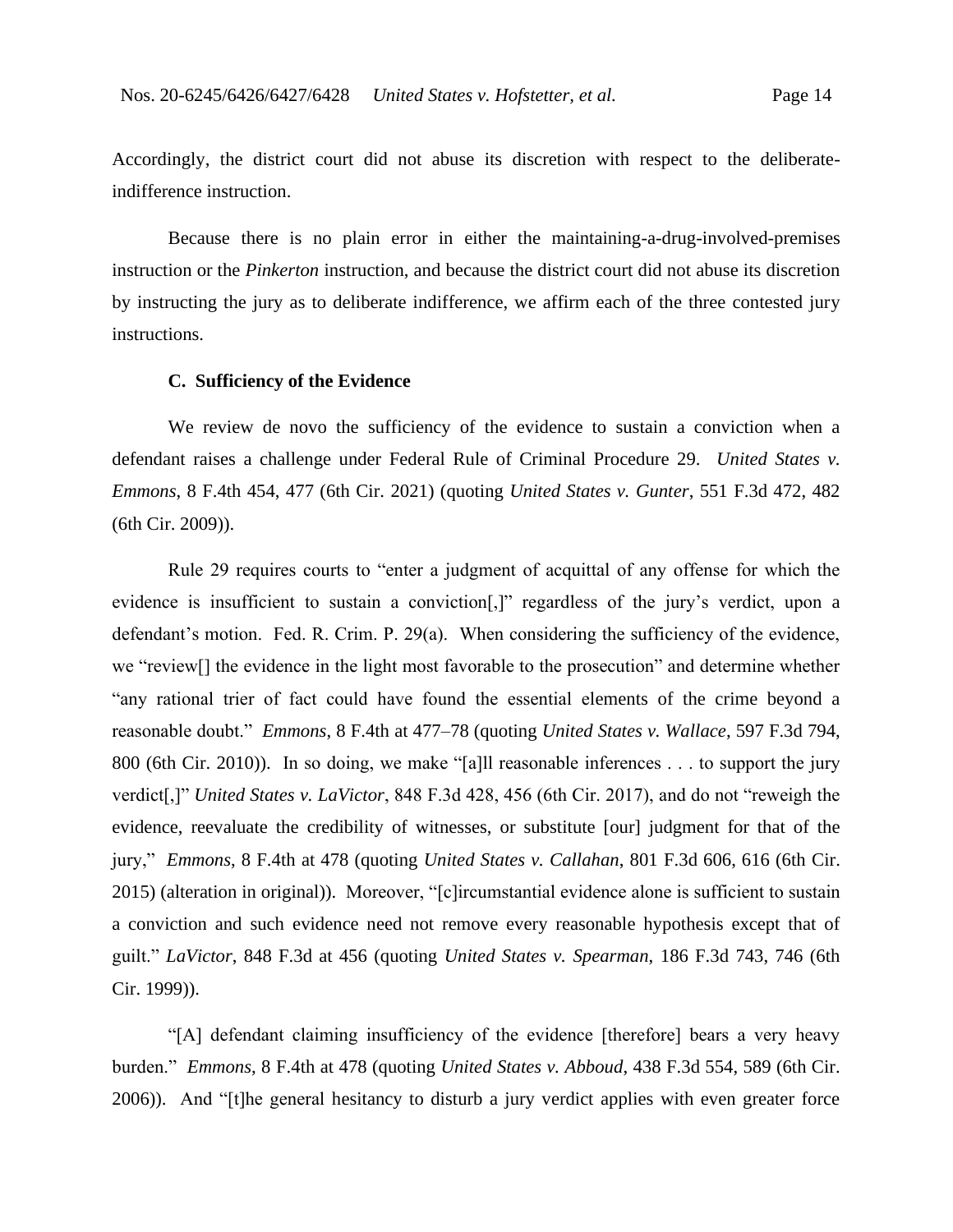Accordingly, the district court did not abuse its discretion with respect to the deliberate-indifference instruction.

Because there is no plain error in either the maintaining-a-drug-involved-premises instruction or the *Pinkerton* instruction, and because the district court did not abuse its discretion by instructing the jury as to deliberate indifference, we affirm each of the three contested jury instructions.

### C. Sufficiency of the Evidence

We review de novo the sufficiency of the evidence to sustain a conviction when a defendant raises a challenge under Federal Rule of Criminal Procedure 29. *United States v. Emmons*, 8 F.4th 454, 477 (6th Cir. 2021) (quoting *United States v. Gunter*, 551 F.3d 472, 482 (6th Cir. 2009)).

Rule 29 requires courts to "enter a judgment of acquittal of any offense for which the evidence is insufficient to sustain a conviction[,]" regardless of the jury's verdict, upon a defendant's motion. Fed. R. Crim. P. 29(a). When considering the sufficiency of the evidence, we "review[] the evidence in the light most favorable to the prosecution" and determine whether "any rational trier of fact could have found the essential elements of the crime beyond a reasonable doubt." *Emmons*, 8 F.4th at 477–78 (quoting *United States v. Wallace*, 597 F.3d 794, 800 (6th Cir. 2010)). In so doing, we make "[a]ll reasonable inferences . . . to support the jury verdict[,]" *United States v. LaVictor*, 848 F.3d 428, 456 (6th Cir. 2017), and do not "reweigh the evidence, reevaluate the credibility of witnesses, or substitute [our] judgment for that of the jury," *Emmons*, 8 F.4th at 478 (quoting *United States v. Callahan*, 801 F.3d 606, 616 (6th Cir. 2015) (alteration in original)). Moreover, "[c]ircumstantial evidence alone is sufficient to sustain a conviction and such evidence need not remove every reasonable hypothesis except that of guilt." *LaVictor*, 848 F.3d at 456 (quoting *United States v. Spearman*, 186 F.3d 743, 746 (6th Cir. 1999)).

"[A] defendant claiming insufficiency of the evidence [therefore] bears a very heavy burden." *Emmons*, 8 F.4th at 478 (quoting *United States v. Abboud*, 438 F.3d 554, 589 (6th Cir. 2006)). And "[t]he general hesitancy to disturb a jury verdict applies with even greater force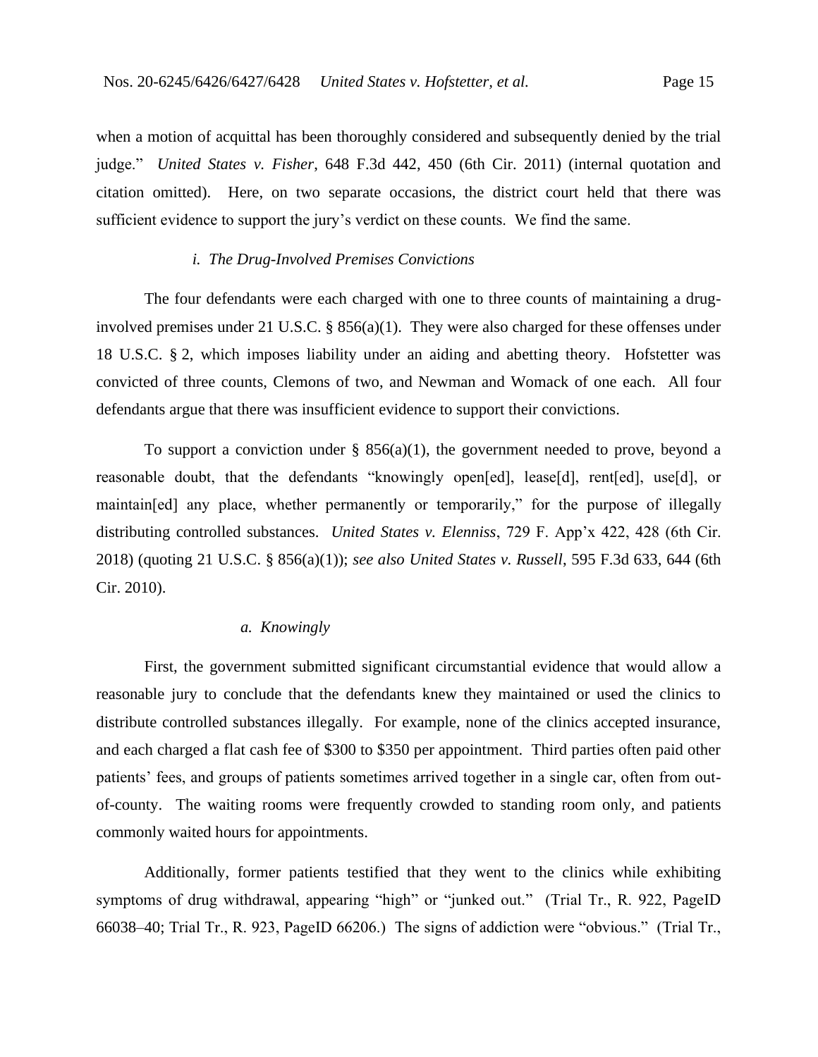when a motion of acquittal has been thoroughly considered and subsequently denied by the trial judge." *United States v. Fisher*, 648 F.3d 442, 450 (6th Cir. 2011) (internal quotation and citation omitted). Here, on two separate occasions, the district court held that there was sufficient evidence to support the jury's verdict on these counts. We find the same.

### *i. The Drug-Involved Premises Convictions*

The four defendants were each charged with one to three counts of maintaining a drug-involved premises under 21 U.S.C. § 856(a)(1). They were also charged for these offenses under 18 U.S.C. § 2, which imposes liability under an aiding and abetting theory. Hofstetter was convicted of three counts, Clemons of two, and Newman and Womack of one each. All four defendants argue that there was insufficient evidence to support their convictions.

To support a conviction under § 856(a)(1), the government needed to prove, beyond a reasonable doubt, that the defendants "knowingly open[ed], lease[d], rent[ed], use[d], or maintain[ed] any place, whether permanently or temporarily," for the purpose of illegally distributing controlled substances. *United States v. Elenniss*, 729 F. App'x 422, 428 (6th Cir. 2018) (quoting 21 U.S.C. § 856(a)(1)); *see also United States v. Russell*, 595 F.3d 633, 644 (6th Cir. 2010).

#### *a. Knowingly*

First, the government submitted significant circumstantial evidence that would allow a reasonable jury to conclude that the defendants knew they maintained or used the clinics to distribute controlled substances illegally. For example, none of the clinics accepted insurance, and each charged a flat cash fee of $300 to $350 per appointment. Third parties often paid other patients' fees, and groups of patients sometimes arrived together in a single car, often from out-of-county. The waiting rooms were frequently crowded to standing room only, and patients commonly waited hours for appointments.

Additionally, former patients testified that they went to the clinics while exhibiting symptoms of drug withdrawal, appearing "high" or "junked out." (Trial Tr., R. 922, PageID 66038–40; Trial Tr., R. 923, PageID 66206.) The signs of addiction were "obvious." (Trial Tr.,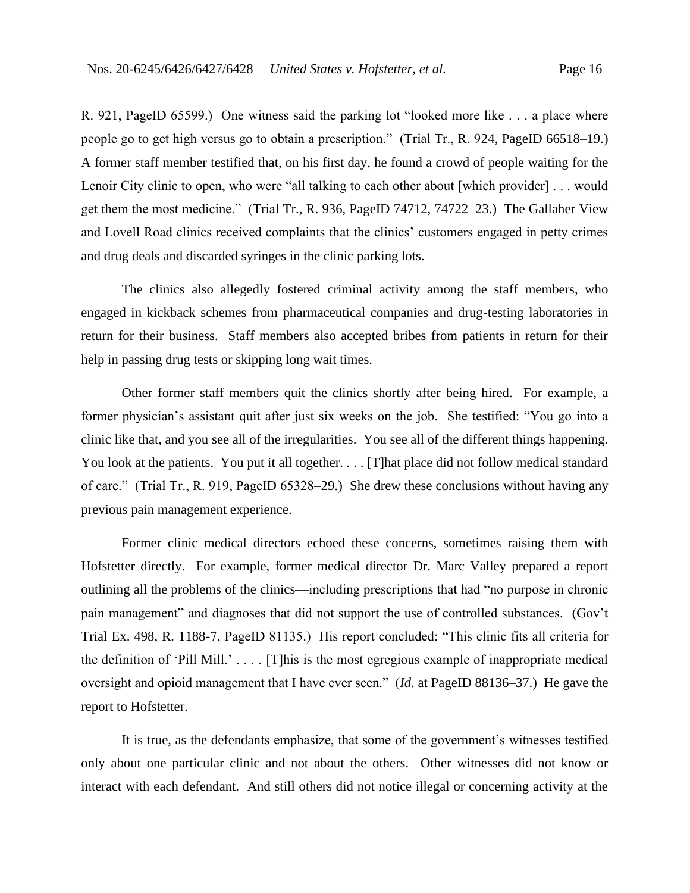R. 921, PageID 65599.) One witness said the parking lot "looked more like . . . a place where people go to get high versus go to obtain a prescription." (Trial Tr., R. 924, PageID 66518–19.) A former staff member testified that, on his first day, he found a crowd of people waiting for the Lenoir City clinic to open, who were "all talking to each other about [which provider] . . . would get them the most medicine." (Trial Tr., R. 936, PageID 74712, 74722–23.) The Gallaher View and Lovell Road clinics received complaints that the clinics' customers engaged in petty crimes and drug deals and discarded syringes in the clinic parking lots.

The clinics also allegedly fostered criminal activity among the staff members, who engaged in kickback schemes from pharmaceutical companies and drug-testing laboratories in return for their business. Staff members also accepted bribes from patients in return for their help in passing drug tests or skipping long wait times.

Other former staff members quit the clinics shortly after being hired. For example, a former physician's assistant quit after just six weeks on the job. She testified: "You go into a clinic like that, and you see all of the irregularities. You see all of the different things happening. You look at the patients. You put it all together. . . . [T]hat place did not follow medical standard of care." (Trial Tr., R. 919, PageID 65328–29.) She drew these conclusions without having any previous pain management experience.

Former clinic medical directors echoed these concerns, sometimes raising them with Hofstetter directly. For example, former medical director Dr. Marc Valley prepared a report outlining all the problems of the clinics—including prescriptions that had "no purpose in chronic pain management" and diagnoses that did not support the use of controlled substances. (Gov't Trial Ex. 498, R. 1188-7, PageID 81135.) His report concluded: "This clinic fits all criteria for the definition of 'Pill Mill.' . . . . [T]his is the most egregious example of inappropriate medical oversight and opioid management that I have ever seen." (*Id.* at PageID 88136–37.) He gave the report to Hofstetter.

It is true, as the defendants emphasize, that some of the government's witnesses testified only about one particular clinic and not about the others. Other witnesses did not know or interact with each defendant. And still others did not notice illegal or concerning activity at the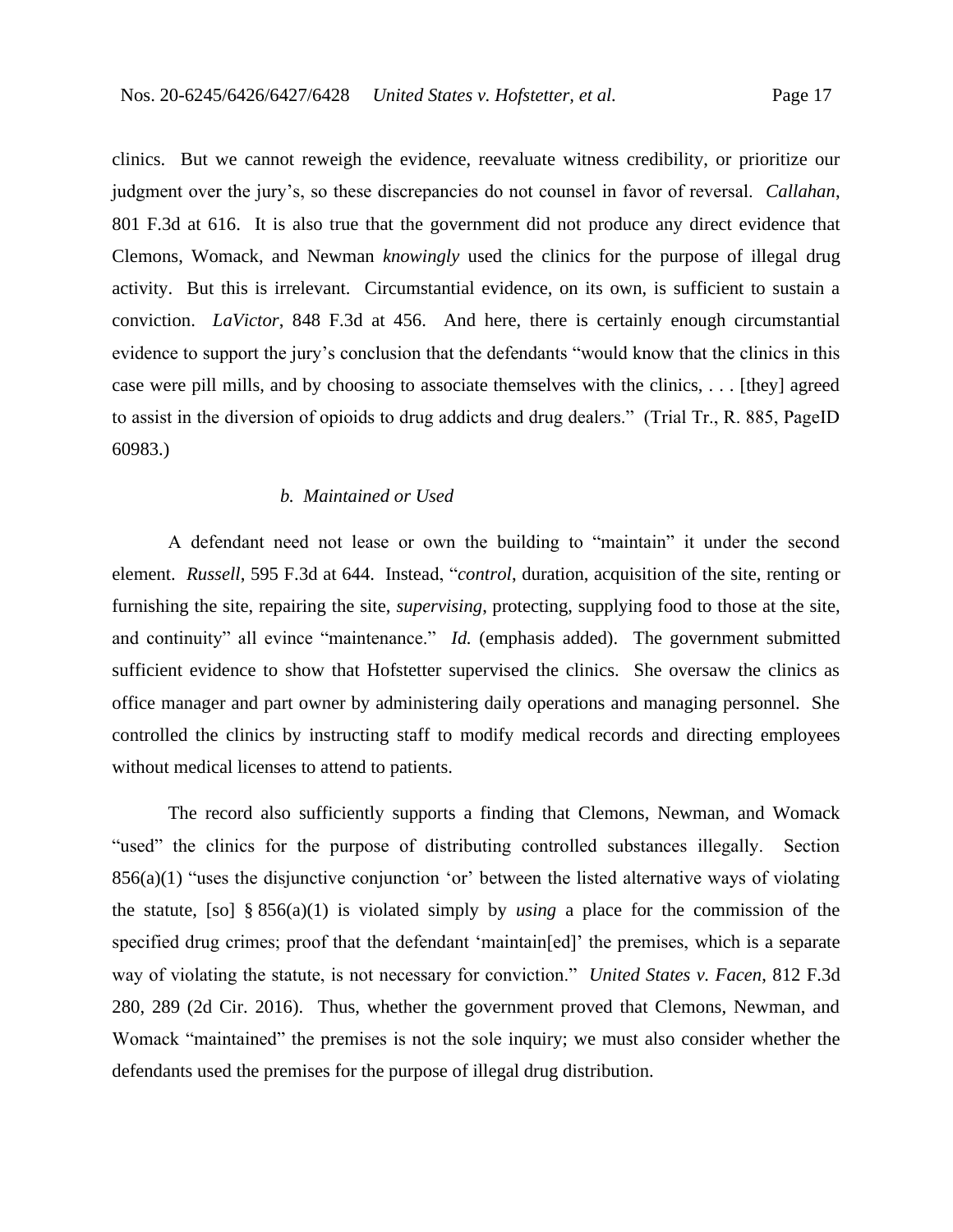clinics. But we cannot reweigh the evidence, reevaluate witness credibility, or prioritize our judgment over the jury's, so these discrepancies do not counsel in favor of reversal. *Callahan*, 801 F.3d at 616. It is also true that the government did not produce any direct evidence that Clemons, Womack, and Newman *knowingly* used the clinics for the purpose of illegal drug activity. But this is irrelevant. Circumstantial evidence, on its own, is sufficient to sustain a conviction. *LaVictor*, 848 F.3d at 456. And here, there is certainly enough circumstantial evidence to support the jury's conclusion that the defendants "would know that the clinics in this case were pill mills, and by choosing to associate themselves with the clinics, . . . [they] agreed to assist in the diversion of opioids to drug addicts and drug dealers." (Trial Tr., R. 885, PageID 60983.)

#### *b. Maintained or Used*

A defendant need not lease or own the building to "maintain" it under the second element. *Russell*, 595 F.3d at 644. Instead, "*control*, duration, acquisition of the site, renting or furnishing the site, repairing the site, *supervising*, protecting, supplying food to those at the site, and continuity" all evince "maintenance." *Id.* (emphasis added). The government submitted sufficient evidence to show that Hofstetter supervised the clinics. She oversaw the clinics as office manager and part owner by administering daily operations and managing personnel. She controlled the clinics by instructing staff to modify medical records and directing employees without medical licenses to attend to patients.

The record also sufficiently supports a finding that Clemons, Newman, and Womack "used" the clinics for the purpose of distributing controlled substances illegally. Section 856(a)(1) "uses the disjunctive conjunction 'or' between the listed alternative ways of violating the statute, [so] § 856(a)(1) is violated simply by *using* a place for the commission of the specified drug crimes; proof that the defendant 'maintain[ed]' the premises, which is a separate way of violating the statute, is not necessary for conviction." *United States v. Facen*, 812 F.3d 280, 289 (2d Cir. 2016). Thus, whether the government proved that Clemons, Newman, and Womack "maintained" the premises is not the sole inquiry; we must also consider whether the defendants used the premises for the purpose of illegal drug distribution.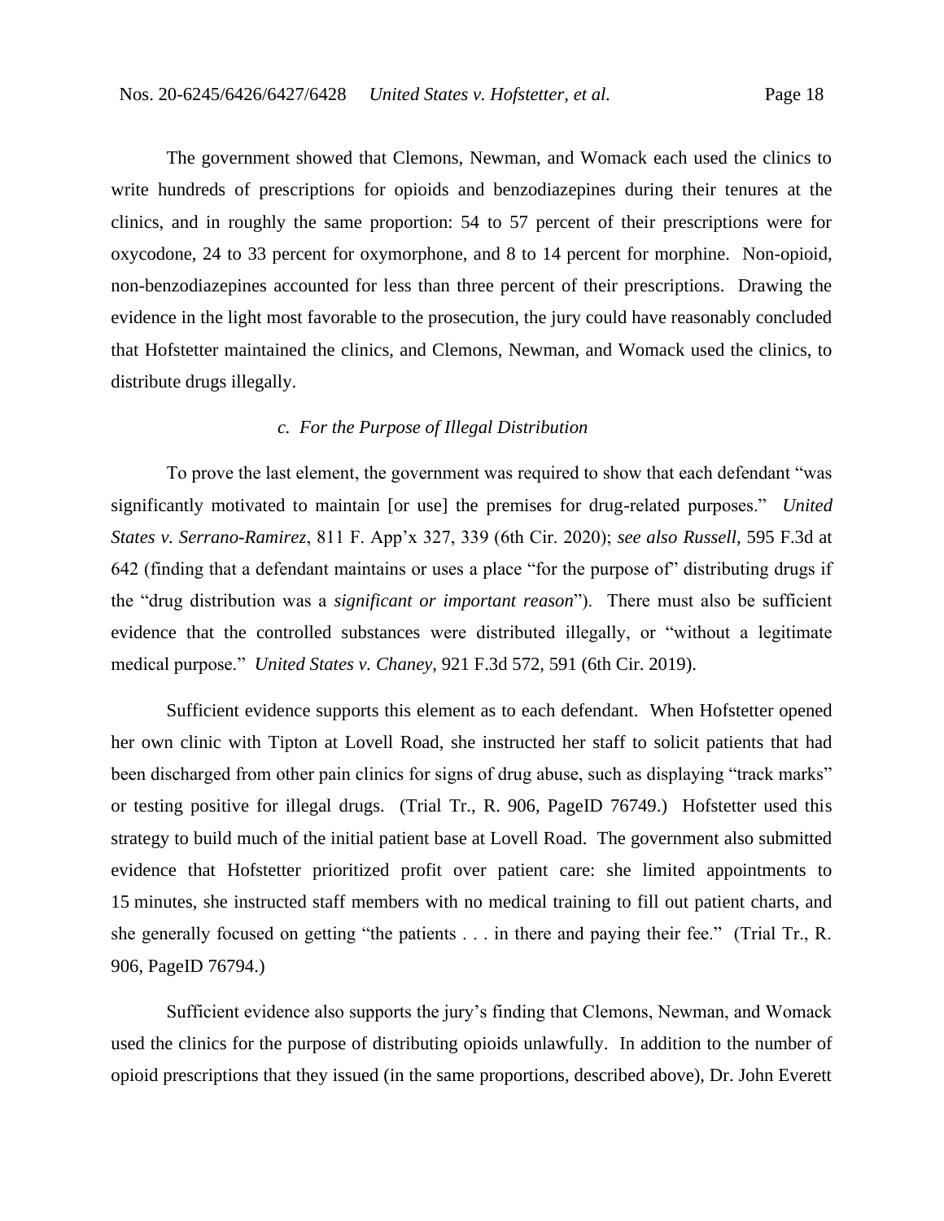The government showed that Clemons, Newman, and Womack each used the clinics to write hundreds of prescriptions for opioids and benzodiazepines during their tenures at the clinics, and in roughly the same proportion: 54 to 57 percent of their prescriptions were for oxycodone, 24 to 33 percent for oxymorphone, and 8 to 14 percent for morphine. Non-opioid, non-benzodiazepines accounted for less than three percent of their prescriptions. Drawing the evidence in the light most favorable to the prosecution, the jury could have reasonably concluded that Hofstetter maintained the clinics, and Clemons, Newman, and Womack used the clinics, to distribute drugs illegally.

### *c. For the Purpose of Illegal Distribution*

To prove the last element, the government was required to show that each defendant "was significantly motivated to maintain [or use] the premises for drug-related purposes." *United States v. Serrano-Ramirez*, 811 F. App'x 327, 339 (6th Cir. 2020); *see also Russell*, 595 F.3d at 642 (finding that a defendant maintains or uses a place "for the purpose of" distributing drugs if the "drug distribution was a *significant or important reason*"). There must also be sufficient evidence that the controlled substances were distributed illegally, or "without a legitimate medical purpose." *United States v. Chaney*, 921 F.3d 572, 591 (6th Cir. 2019).

Sufficient evidence supports this element as to each defendant. When Hofstetter opened her own clinic with Tipton at Lovell Road, she instructed her staff to solicit patients that had been discharged from other pain clinics for signs of drug abuse, such as displaying "track marks" or testing positive for illegal drugs. (Trial Tr., R. 906, PageID 76749.) Hofstetter used this strategy to build much of the initial patient base at Lovell Road. The government also submitted evidence that Hofstetter prioritized profit over patient care: she limited appointments to 15 minutes, she instructed staff members with no medical training to fill out patient charts, and she generally focused on getting "the patients . . . in there and paying their fee." (Trial Tr., R. 906, PageID 76794.)

Sufficient evidence also supports the jury's finding that Clemons, Newman, and Womack used the clinics for the purpose of distributing opioids unlawfully. In addition to the number of opioid prescriptions that they issued (in the same proportions, described above), Dr. John Everett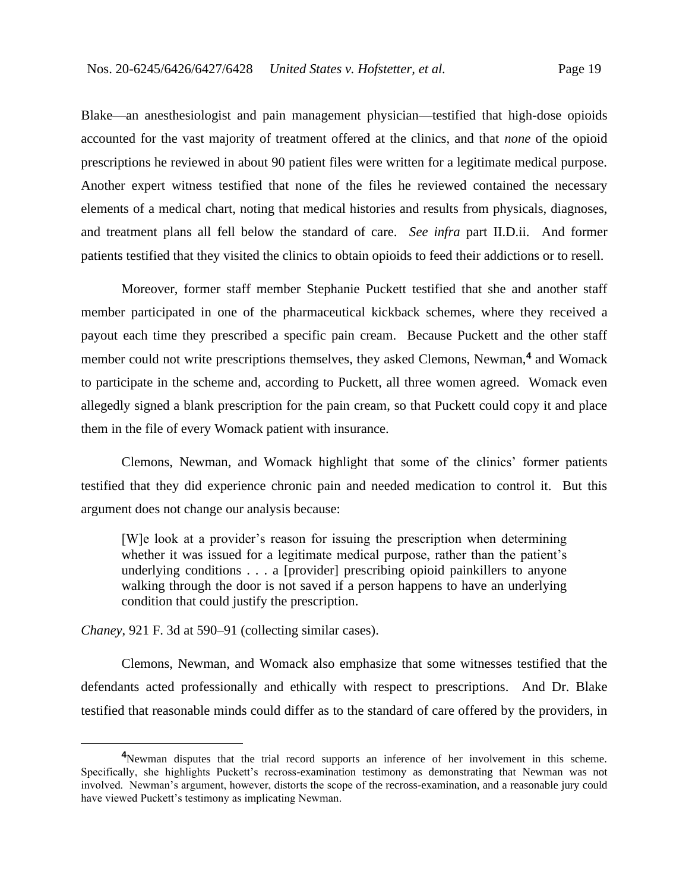Blake—an anesthesiologist and pain management physician—testified that high-dose opioids accounted for the vast majority of treatment offered at the clinics, and that *none* of the opioid prescriptions he reviewed in about 90 patient files were written for a legitimate medical purpose. Another expert witness testified that none of the files he reviewed contained the necessary elements of a medical chart, noting that medical histories and results from physicals, diagnoses, and treatment plans all fell below the standard of care. *See infra* part II.D.ii. And former patients testified that they visited the clinics to obtain opioids to feed their addictions or to resell.

Moreover, former staff member Stephanie Puckett testified that she and another staff member participated in one of the pharmaceutical kickback schemes, where they received a payout each time they prescribed a specific pain cream. Because Puckett and the other staff member could not write prescriptions themselves, they asked Clemons, Newman,[4] and Womack to participate in the scheme and, according to Puckett, all three women agreed. Womack even allegedly signed a blank prescription for the pain cream, so that Puckett could copy it and place them in the file of every Womack patient with insurance.

Clemons, Newman, and Womack highlight that some of the clinics' former patients testified that they did experience chronic pain and needed medication to control it. But this argument does not change our analysis because:

> [W]e look at a provider's reason for issuing the prescription when determining whether it was issued for a legitimate medical purpose, rather than the patient's underlying conditions . . . a [provider] prescribing opioid painkillers to anyone walking through the door is not saved if a person happens to have an underlying condition that could justify the prescription.

*Chaney*, 921 F. 3d at 590–91 (collecting similar cases).

Clemons, Newman, and Womack also emphasize that some witnesses testified that the defendants acted professionally and ethically with respect to prescriptions. And Dr. Blake testified that reasonable minds could differ as to the standard of care offered by the providers, in

---

[4]Newman disputes that the trial record supports an inference of her involvement in this scheme. Specifically, she highlights Puckett's recross-examination testimony as demonstrating that Newman was not involved. Newman's argument, however, distorts the scope of the recross-examination, and a reasonable jury could have viewed Puckett's testimony as implicating Newman.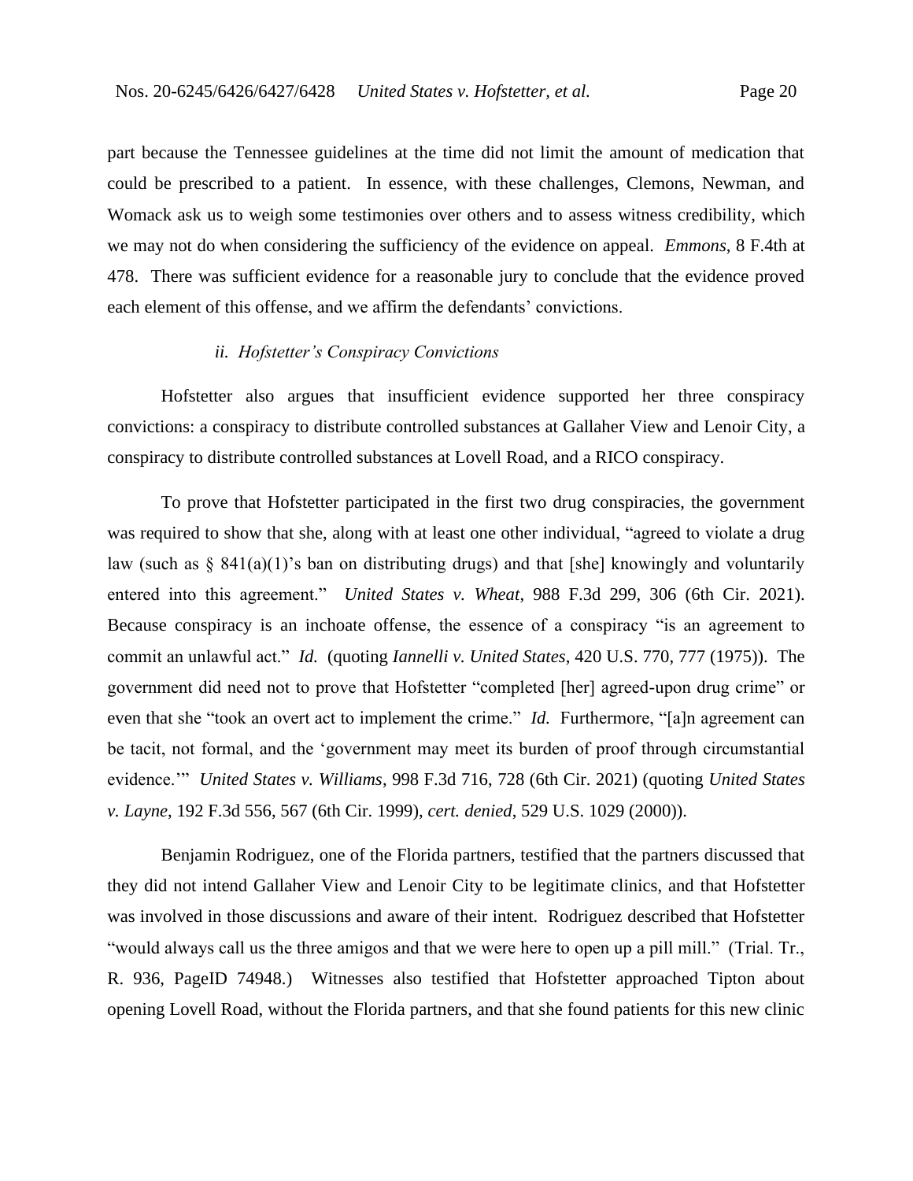part because the Tennessee guidelines at the time did not limit the amount of medication that could be prescribed to a patient. In essence, with these challenges, Clemons, Newman, and Womack ask us to weigh some testimonies over others and to assess witness credibility, which we may not do when considering the sufficiency of the evidence on appeal. *Emmons*, 8 F.4th at 478. There was sufficient evidence for a reasonable jury to conclude that the evidence proved each element of this offense, and we affirm the defendants' convictions.

*ii. Hofstetter's Conspiracy Convictions*

Hofstetter also argues that insufficient evidence supported her three conspiracy convictions: a conspiracy to distribute controlled substances at Gallaher View and Lenoir City, a conspiracy to distribute controlled substances at Lovell Road, and a RICO conspiracy.

To prove that Hofstetter participated in the first two drug conspiracies, the government was required to show that she, along with at least one other individual, "agreed to violate a drug law (such as § 841(a)(1)'s ban on distributing drugs) and that [she] knowingly and voluntarily entered into this agreement." *United States v. Wheat*, 988 F.3d 299, 306 (6th Cir. 2021). Because conspiracy is an inchoate offense, the essence of a conspiracy "is an agreement to commit an unlawful act." *Id.* (quoting *Iannelli v. United States*, 420 U.S. 770, 777 (1975)). The government did need not to prove that Hofstetter "completed [her] agreed-upon drug crime" or even that she "took an overt act to implement the crime." *Id.* Furthermore, "[a]n agreement can be tacit, not formal, and the 'government may meet its burden of proof through circumstantial evidence.'" *United States v. Williams*, 998 F.3d 716, 728 (6th Cir. 2021) (quoting *United States v. Layne*, 192 F.3d 556, 567 (6th Cir. 1999), *cert. denied*, 529 U.S. 1029 (2000)).

Benjamin Rodriguez, one of the Florida partners, testified that the partners discussed that they did not intend Gallaher View and Lenoir City to be legitimate clinics, and that Hofstetter was involved in those discussions and aware of their intent. Rodriguez described that Hofstetter "would always call us the three amigos and that we were here to open up a pill mill." (Trial. Tr., R. 936, PageID 74948.) Witnesses also testified that Hofstetter approached Tipton about opening Lovell Road, without the Florida partners, and that she found patients for this new clinic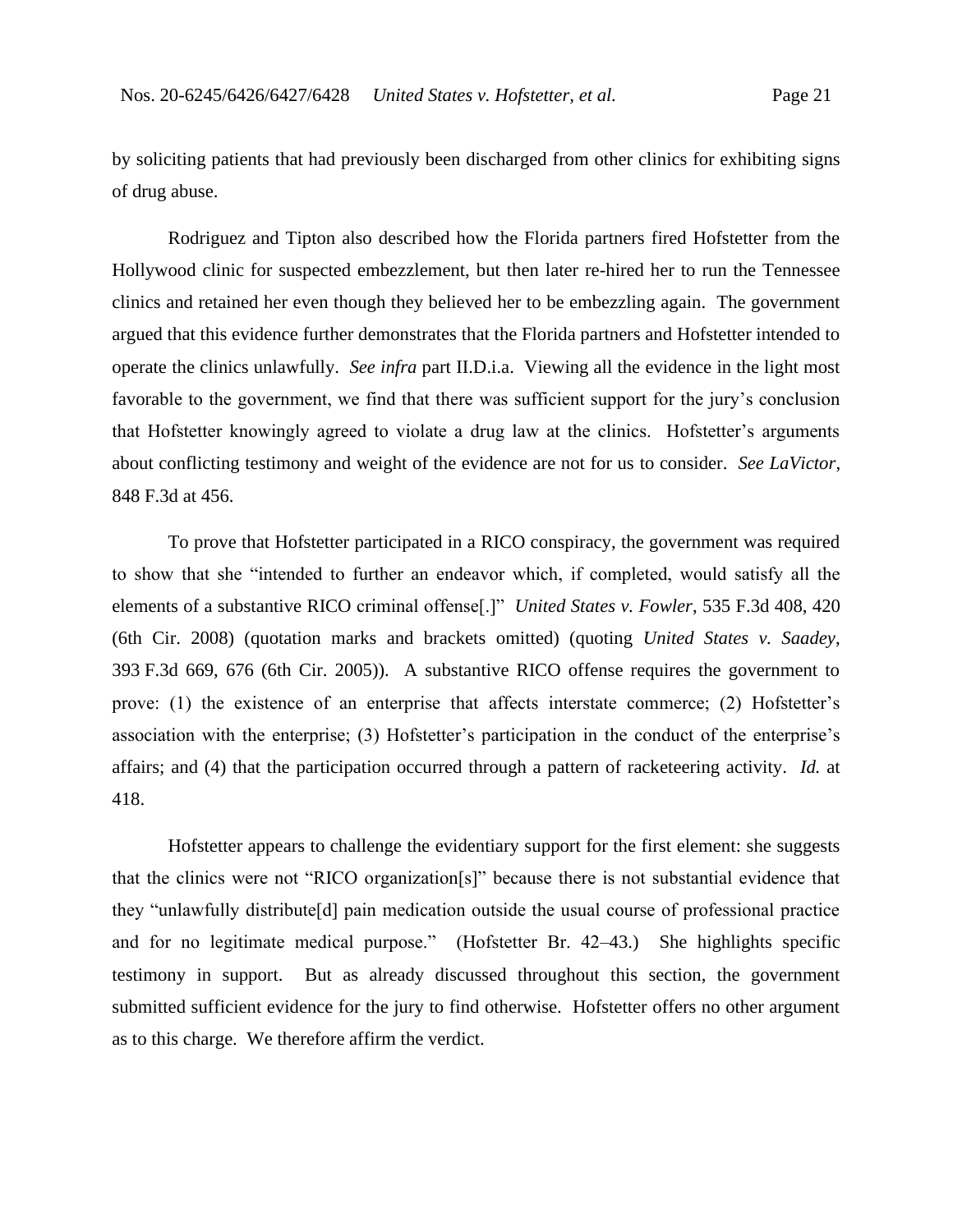by soliciting patients that had previously been discharged from other clinics for exhibiting signs of drug abuse.

Rodriguez and Tipton also described how the Florida partners fired Hofstetter from the Hollywood clinic for suspected embezzlement, but then later re-hired her to run the Tennessee clinics and retained her even though they believed her to be embezzling again. The government argued that this evidence further demonstrates that the Florida partners and Hofstetter intended to operate the clinics unlawfully. *See infra* part II.D.i.a. Viewing all the evidence in the light most favorable to the government, we find that there was sufficient support for the jury's conclusion that Hofstetter knowingly agreed to violate a drug law at the clinics. Hofstetter's arguments about conflicting testimony and weight of the evidence are not for us to consider. *See LaVictor*, 848 F.3d at 456.

To prove that Hofstetter participated in a RICO conspiracy, the government was required to show that she "intended to further an endeavor which, if completed, would satisfy all the elements of a substantive RICO criminal offense[.]" *United States v. Fowler*, 535 F.3d 408, 420 (6th Cir. 2008) (quotation marks and brackets omitted) (quoting *United States v. Saadey*, 393 F.3d 669, 676 (6th Cir. 2005)). A substantive RICO offense requires the government to prove: (1) the existence of an enterprise that affects interstate commerce; (2) Hofstetter's association with the enterprise; (3) Hofstetter's participation in the conduct of the enterprise's affairs; and (4) that the participation occurred through a pattern of racketeering activity. *Id.* at 418.

Hofstetter appears to challenge the evidentiary support for the first element: she suggests that the clinics were not "RICO organization[s]" because there is not substantial evidence that they "unlawfully distribute[d] pain medication outside the usual course of professional practice and for no legitimate medical purpose." (Hofstetter Br. 42–43.) She highlights specific testimony in support. But as already discussed throughout this section, the government submitted sufficient evidence for the jury to find otherwise. Hofstetter offers no other argument as to this charge. We therefore affirm the verdict.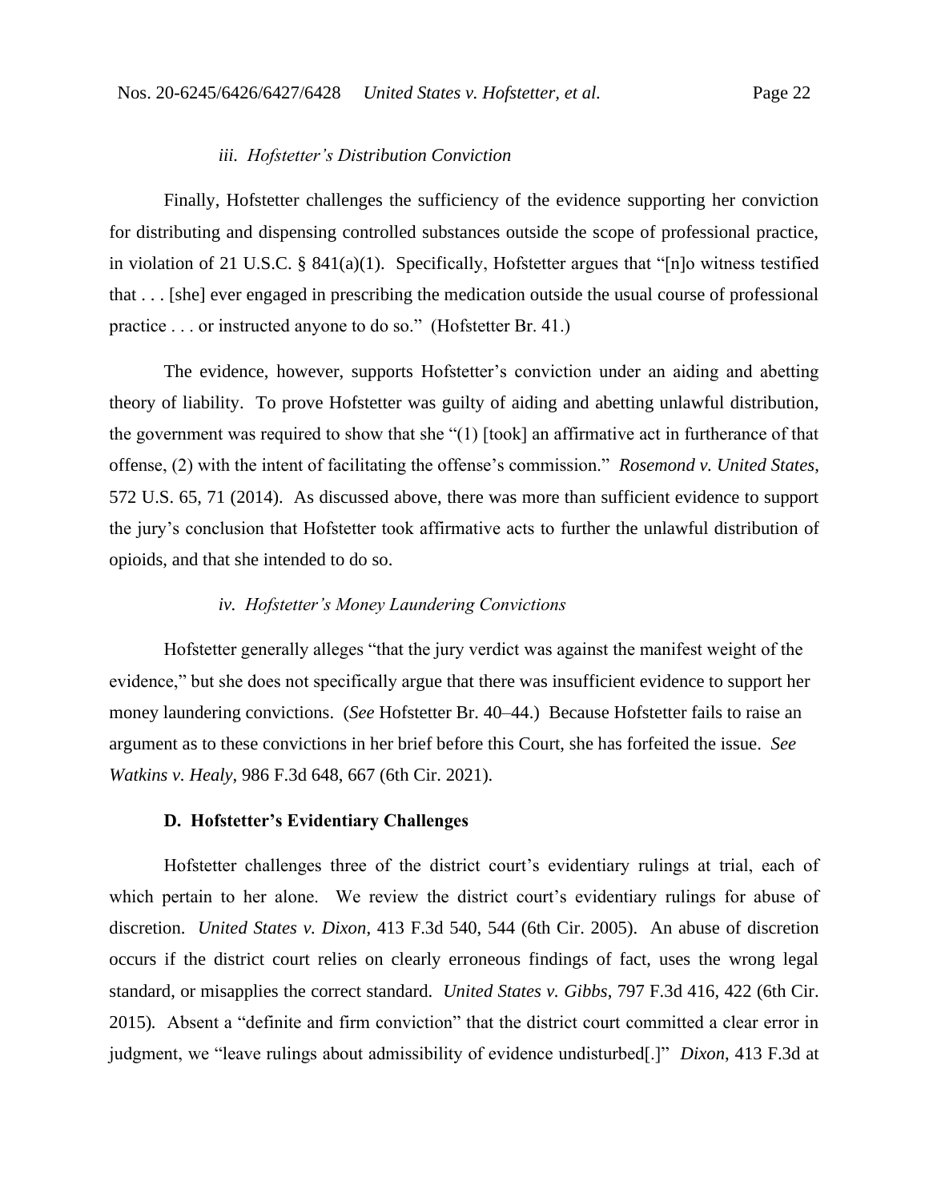*iii. Hofstetter's Distribution Conviction*

Finally, Hofstetter challenges the sufficiency of the evidence supporting her conviction for distributing and dispensing controlled substances outside the scope of professional practice, in violation of 21 U.S.C. § 841(a)(1). Specifically, Hofstetter argues that "[n]o witness testified that . . . [she] ever engaged in prescribing the medication outside the usual course of professional practice . . . or instructed anyone to do so." (Hofstetter Br. 41.)

The evidence, however, supports Hofstetter's conviction under an aiding and abetting theory of liability. To prove Hofstetter was guilty of aiding and abetting unlawful distribution, the government was required to show that she "(1) [took] an affirmative act in furtherance of that offense, (2) with the intent of facilitating the offense's commission." *Rosemond v. United States*, 572 U.S. 65, 71 (2014). As discussed above, there was more than sufficient evidence to support the jury's conclusion that Hofstetter took affirmative acts to further the unlawful distribution of opioids, and that she intended to do so.

*iv. Hofstetter's Money Laundering Convictions*

Hofstetter generally alleges "that the jury verdict was against the manifest weight of the evidence," but she does not specifically argue that there was insufficient evidence to support her money laundering convictions. (*See* Hofstetter Br. 40–44.) Because Hofstetter fails to raise an argument as to these convictions in her brief before this Court, she has forfeited the issue. *See Watkins v. Healy*, 986 F.3d 648, 667 (6th Cir. 2021).

**D. Hofstetter's Evidentiary Challenges**

Hofstetter challenges three of the district court's evidentiary rulings at trial, each of which pertain to her alone. We review the district court's evidentiary rulings for abuse of discretion. *United States v. Dixon*, 413 F.3d 540, 544 (6th Cir. 2005). An abuse of discretion occurs if the district court relies on clearly erroneous findings of fact, uses the wrong legal standard, or misapplies the correct standard. *United States v. Gibbs*, 797 F.3d 416, 422 (6th Cir. 2015). Absent a "definite and firm conviction" that the district court committed a clear error in judgment, we "leave rulings about admissibility of evidence undisturbed[.]" *Dixon*, 413 F.3d at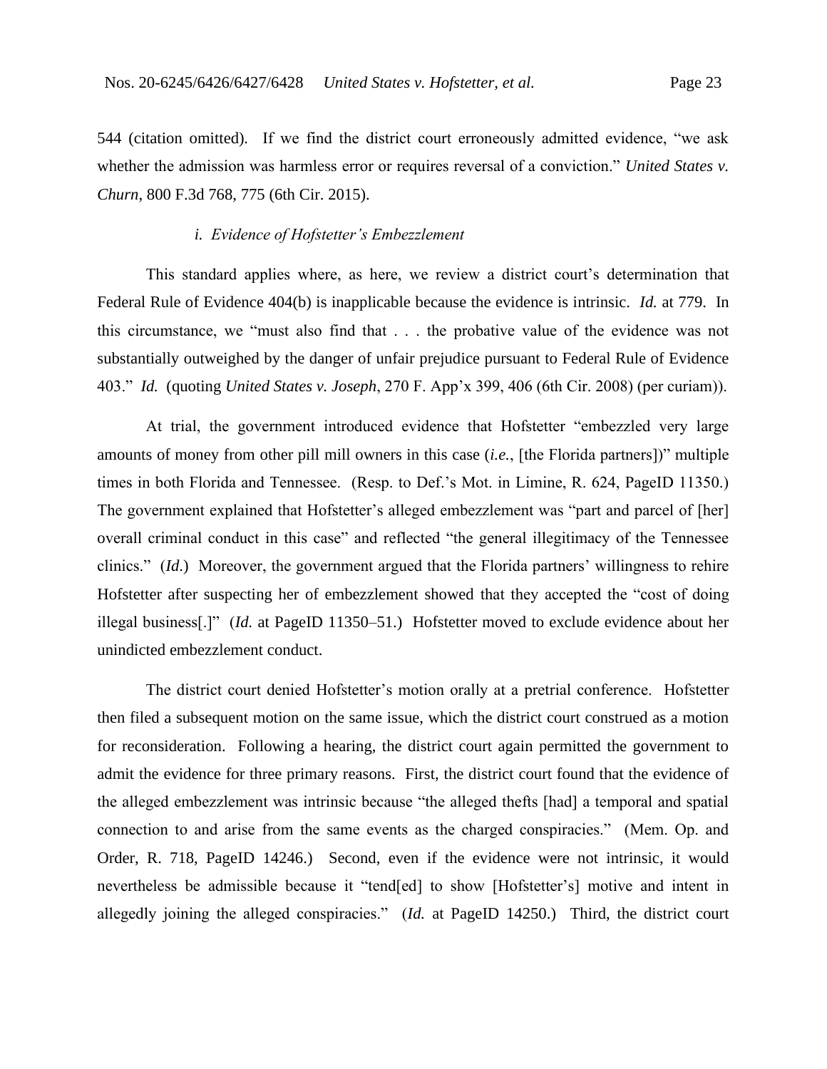544 (citation omitted). If we find the district court erroneously admitted evidence, "we ask whether the admission was harmless error or requires reversal of a conviction." *United States v. Churn*, 800 F.3d 768, 775 (6th Cir. 2015).

*i. Evidence of Hofstetter's Embezzlement*

This standard applies where, as here, we review a district court's determination that Federal Rule of Evidence 404(b) is inapplicable because the evidence is intrinsic. *Id.* at 779. In this circumstance, we "must also find that . . . the probative value of the evidence was not substantially outweighed by the danger of unfair prejudice pursuant to Federal Rule of Evidence 403." *Id.* (quoting *United States v. Joseph*, 270 F. App'x 399, 406 (6th Cir. 2008) (per curiam)).

At trial, the government introduced evidence that Hofstetter "embezzled very large amounts of money from other pill mill owners in this case (*i.e.*, [the Florida partners])" multiple times in both Florida and Tennessee. (Resp. to Def.'s Mot. in Limine, R. 624, PageID 11350.) The government explained that Hofstetter's alleged embezzlement was "part and parcel of [her] overall criminal conduct in this case" and reflected "the general illegitimacy of the Tennessee clinics." (*Id.*) Moreover, the government argued that the Florida partners' willingness to rehire Hofstetter after suspecting her of embezzlement showed that they accepted the "cost of doing illegal business[.]" (*Id.* at PageID 11350–51.) Hofstetter moved to exclude evidence about her unindicted embezzlement conduct.

The district court denied Hofstetter's motion orally at a pretrial conference. Hofstetter then filed a subsequent motion on the same issue, which the district court construed as a motion for reconsideration. Following a hearing, the district court again permitted the government to admit the evidence for three primary reasons. First, the district court found that the evidence of the alleged embezzlement was intrinsic because "the alleged thefts [had] a temporal and spatial connection to and arise from the same events as the charged conspiracies." (Mem. Op. and Order, R. 718, PageID 14246.) Second, even if the evidence were not intrinsic, it would nevertheless be admissible because it "tend[ed] to show [Hofstetter's] motive and intent in allegedly joining the alleged conspiracies." (*Id.* at PageID 14250.) Third, the district court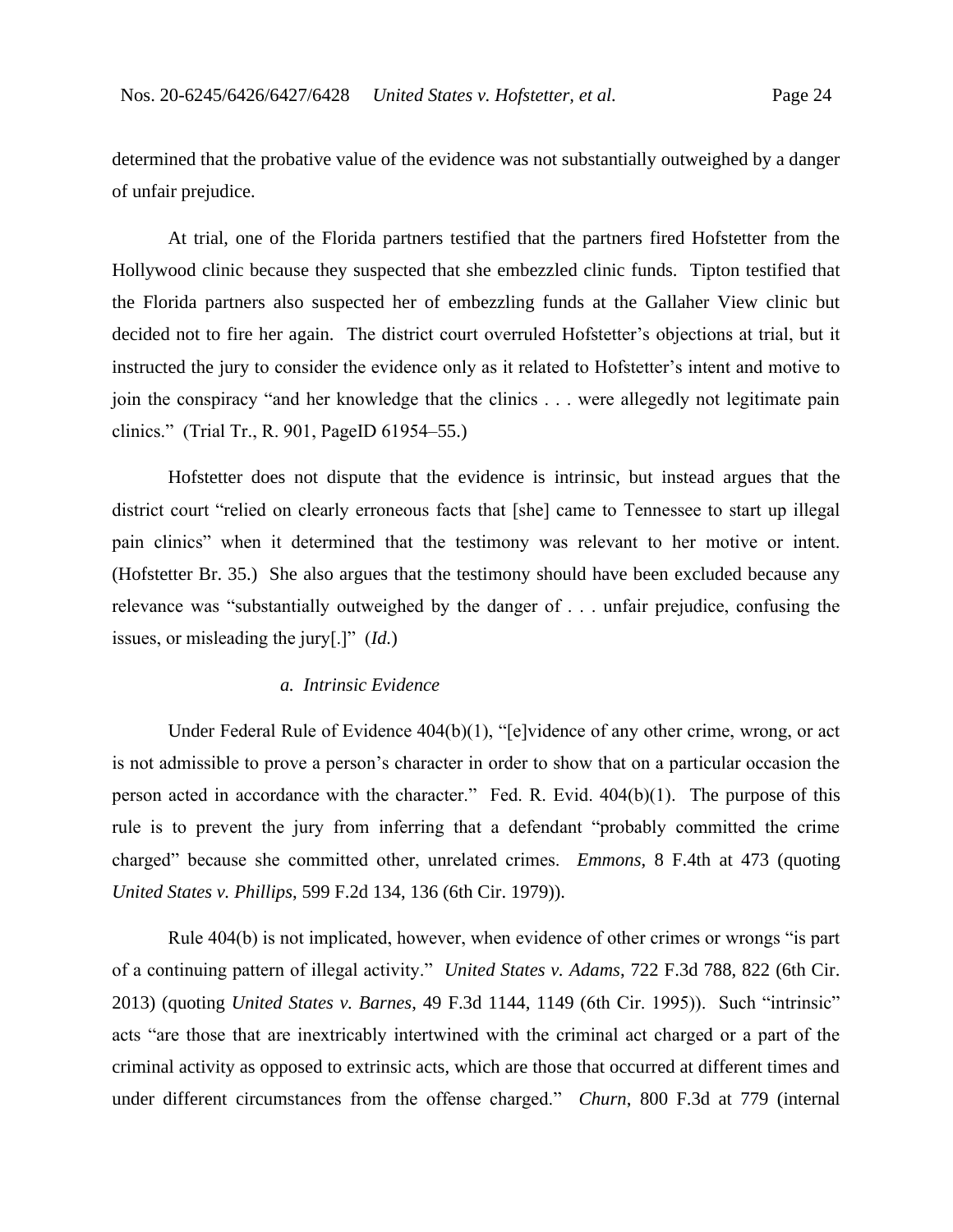determined that the probative value of the evidence was not substantially outweighed by a danger of unfair prejudice.

At trial, one of the Florida partners testified that the partners fired Hofstetter from the Hollywood clinic because they suspected that she embezzled clinic funds. Tipton testified that the Florida partners also suspected her of embezzling funds at the Gallaher View clinic but decided not to fire her again. The district court overruled Hofstetter's objections at trial, but it instructed the jury to consider the evidence only as it related to Hofstetter's intent and motive to join the conspiracy "and her knowledge that the clinics . . . were allegedly not legitimate pain clinics." (Trial Tr., R. 901, PageID 61954–55.)

Hofstetter does not dispute that the evidence is intrinsic, but instead argues that the district court "relied on clearly erroneous facts that [she] came to Tennessee to start up illegal pain clinics" when it determined that the testimony was relevant to her motive or intent. (Hofstetter Br. 35.) She also argues that the testimony should have been excluded because any relevance was "substantially outweighed by the danger of . . . unfair prejudice, confusing the issues, or misleading the jury[.]" (*Id.*)

*a. Intrinsic Evidence*

Under Federal Rule of Evidence 404(b)(1), "[e]vidence of any other crime, wrong, or act is not admissible to prove a person's character in order to show that on a particular occasion the person acted in accordance with the character." Fed. R. Evid. 404(b)(1). The purpose of this rule is to prevent the jury from inferring that a defendant "probably committed the crime charged" because she committed other, unrelated crimes. *Emmons*, 8 F.4th at 473 (quoting *United States v. Phillips*, 599 F.2d 134, 136 (6th Cir. 1979)).

Rule 404(b) is not implicated, however, when evidence of other crimes or wrongs "is part of a continuing pattern of illegal activity." *United States v. Adams*, 722 F.3d 788, 822 (6th Cir. 2013) (quoting *United States v. Barnes*, 49 F.3d 1144, 1149 (6th Cir. 1995)). Such "intrinsic" acts "are those that are inextricably intertwined with the criminal act charged or a part of the criminal activity as opposed to extrinsic acts, which are those that occurred at different times and under different circumstances from the offense charged." *Churn*, 800 F.3d at 779 (internal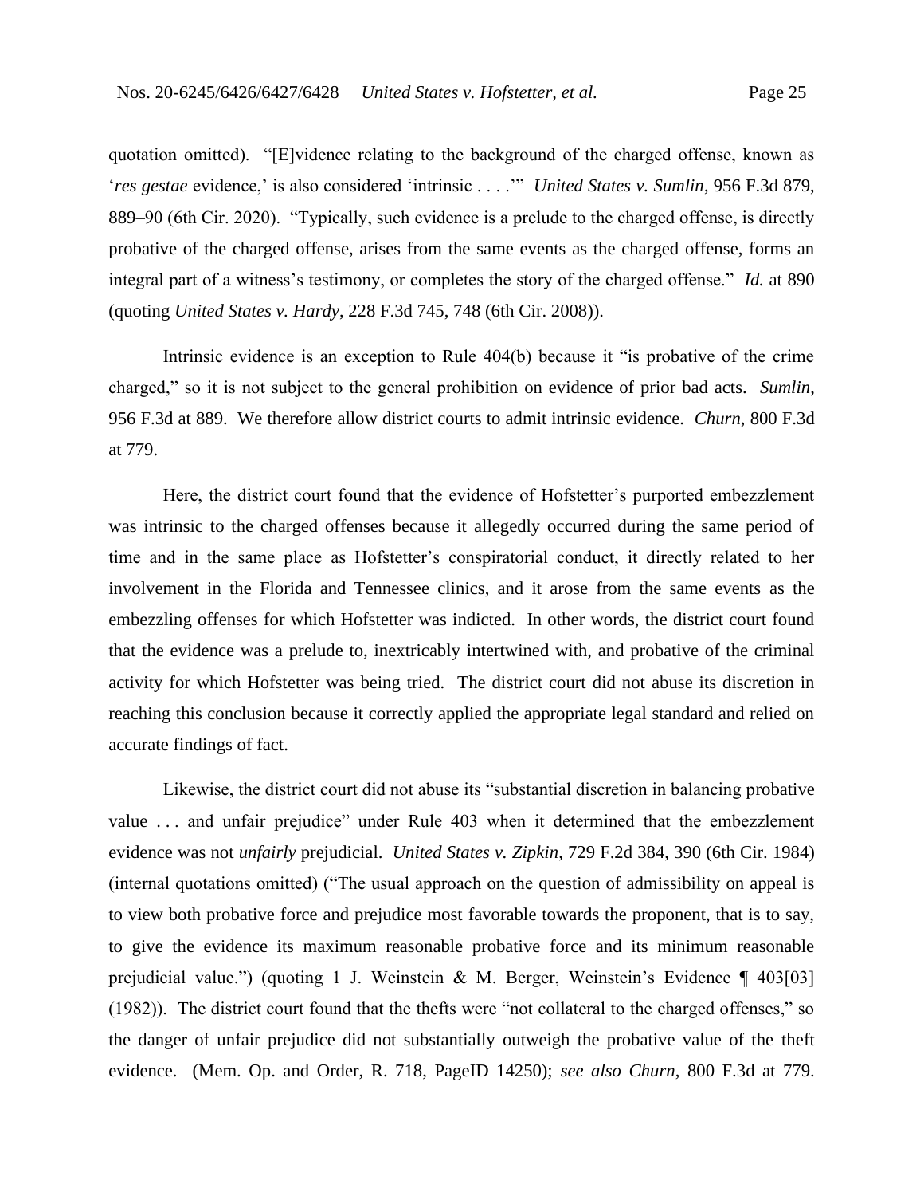quotation omitted). "[E]vidence relating to the background of the charged offense, known as '*res gestae* evidence,' is also considered 'intrinsic . . . .'" *United States v. Sumlin*, 956 F.3d 879, 889–90 (6th Cir. 2020). "Typically, such evidence is a prelude to the charged offense, is directly probative of the charged offense, arises from the same events as the charged offense, forms an integral part of a witness's testimony, or completes the story of the charged offense." *Id.* at 890 (quoting *United States v. Hardy*, 228 F.3d 745, 748 (6th Cir. 2008)).

Intrinsic evidence is an exception to Rule 404(b) because it "is probative of the crime charged," so it is not subject to the general prohibition on evidence of prior bad acts. *Sumlin*, 956 F.3d at 889. We therefore allow district courts to admit intrinsic evidence. *Churn*, 800 F.3d at 779.

Here, the district court found that the evidence of Hofstetter's purported embezzlement was intrinsic to the charged offenses because it allegedly occurred during the same period of time and in the same place as Hofstetter's conspiratorial conduct, it directly related to her involvement in the Florida and Tennessee clinics, and it arose from the same events as the embezzling offenses for which Hofstetter was indicted. In other words, the district court found that the evidence was a prelude to, inextricably intertwined with, and probative of the criminal activity for which Hofstetter was being tried. The district court did not abuse its discretion in reaching this conclusion because it correctly applied the appropriate legal standard and relied on accurate findings of fact.

Likewise, the district court did not abuse its "substantial discretion in balancing probative value . . . and unfair prejudice" under Rule 403 when it determined that the embezzlement evidence was not *unfairly* prejudicial. *United States v. Zipkin*, 729 F.2d 384, 390 (6th Cir. 1984) (internal quotations omitted) ("The usual approach on the question of admissibility on appeal is to view both probative force and prejudice most favorable towards the proponent, that is to say, to give the evidence its maximum reasonable probative force and its minimum reasonable prejudicial value.") (quoting 1 J. Weinstein & M. Berger, Weinstein's Evidence ¶ 403[03] (1982)). The district court found that the thefts were "not collateral to the charged offenses," so the danger of unfair prejudice did not substantially outweigh the probative value of the theft evidence. (Mem. Op. and Order, R. 718, PageID 14250); *see also Churn*, 800 F.3d at 779.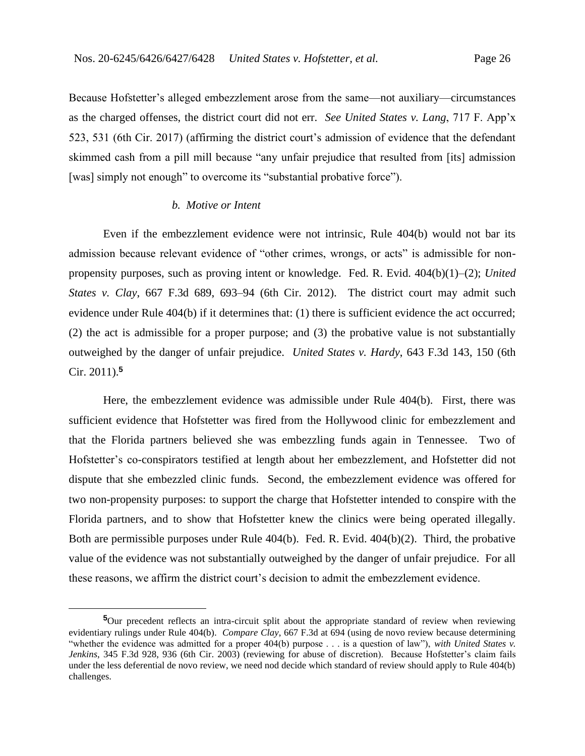Because Hofstetter's alleged embezzlement arose from the same—not auxiliary—circumstances as the charged offenses, the district court did not err. *See United States v. Lang*, 717 F. App'x 523, 531 (6th Cir. 2017) (affirming the district court's admission of evidence that the defendant skimmed cash from a pill mill because "any unfair prejudice that resulted from [its] admission [was] simply not enough" to overcome its "substantial probative force").

#### *b. Motive or Intent*

Even if the embezzlement evidence were not intrinsic, Rule 404(b) would not bar its admission because relevant evidence of "other crimes, wrongs, or acts" is admissible for non-propensity purposes, such as proving intent or knowledge. Fed. R. Evid. 404(b)(1)–(2); *United States v. Clay*, 667 F.3d 689, 693–94 (6th Cir. 2012). The district court may admit such evidence under Rule 404(b) if it determines that: (1) there is sufficient evidence the act occurred; (2) the act is admissible for a proper purpose; and (3) the probative value is not substantially outweighed by the danger of unfair prejudice. *United States v. Hardy*, 643 F.3d 143, 150 (6th Cir. 2011).[5]

Here, the embezzlement evidence was admissible under Rule 404(b). First, there was sufficient evidence that Hofstetter was fired from the Hollywood clinic for embezzlement and that the Florida partners believed she was embezzling funds again in Tennessee. Two of Hofstetter's co-conspirators testified at length about her embezzlement, and Hofstetter did not dispute that she embezzled clinic funds. Second, the embezzlement evidence was offered for two non-propensity purposes: to support the charge that Hofstetter intended to conspire with the Florida partners, and to show that Hofstetter knew the clinics were being operated illegally. Both are permissible purposes under Rule 404(b). Fed. R. Evid. 404(b)(2). Third, the probative value of the evidence was not substantially outweighed by the danger of unfair prejudice. For all these reasons, we affirm the district court's decision to admit the embezzlement evidence.

---

[5]Our precedent reflects an intra-circuit split about the appropriate standard of review when reviewing evidentiary rulings under Rule 404(b). *Compare Clay*, 667 F.3d at 694 (using de novo review because determining "whether the evidence was admitted for a proper 404(b) purpose . . . is a question of law"), *with United States v. Jenkins*, 345 F.3d 928, 936 (6th Cir. 2003) (reviewing for abuse of discretion). Because Hofstetter's claim fails under the less deferential de novo review, we need nod decide which standard of review should apply to Rule 404(b) challenges.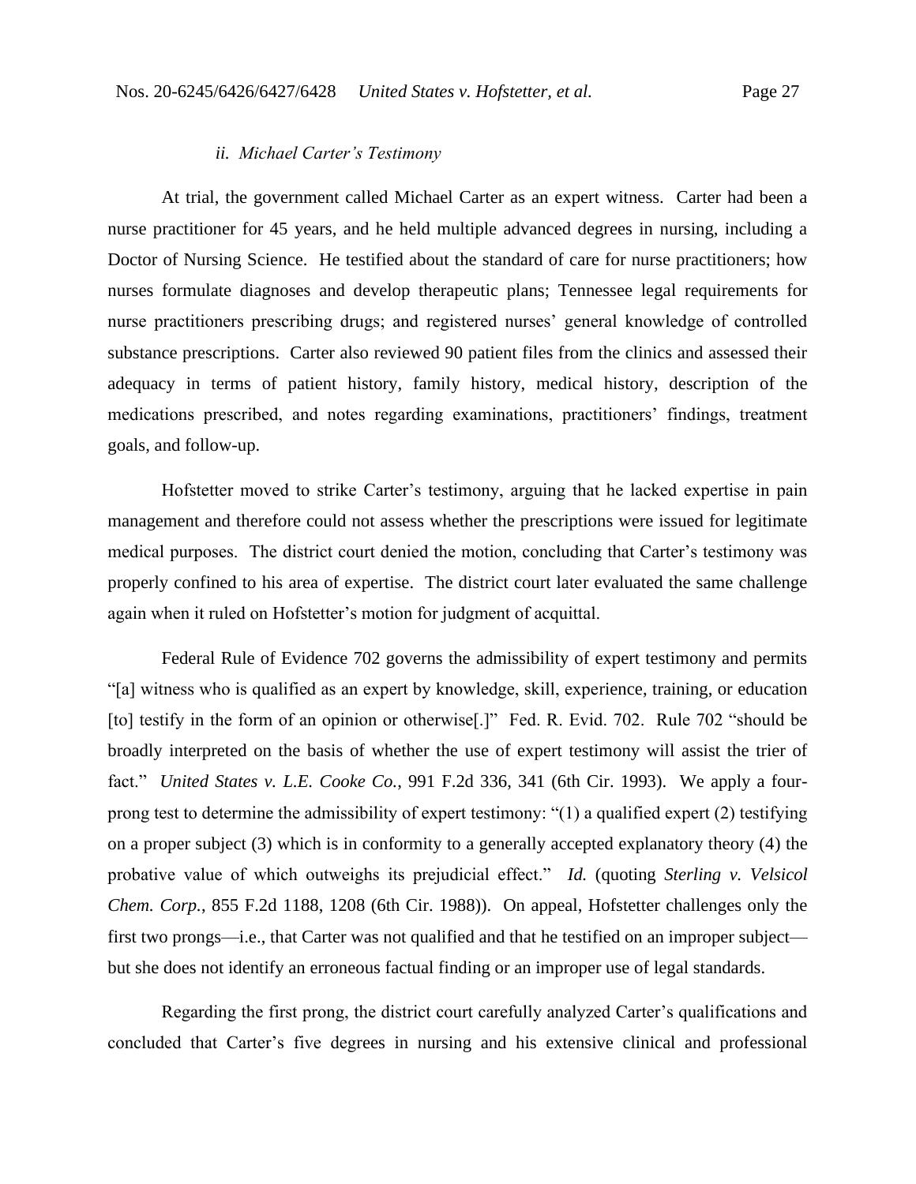### *ii. Michael Carter's Testimony*

At trial, the government called Michael Carter as an expert witness. Carter had been a nurse practitioner for 45 years, and he held multiple advanced degrees in nursing, including a Doctor of Nursing Science. He testified about the standard of care for nurse practitioners; how nurses formulate diagnoses and develop therapeutic plans; Tennessee legal requirements for nurse practitioners prescribing drugs; and registered nurses' general knowledge of controlled substance prescriptions. Carter also reviewed 90 patient files from the clinics and assessed their adequacy in terms of patient history, family history, medical history, description of the medications prescribed, and notes regarding examinations, practitioners' findings, treatment goals, and follow-up.

Hofstetter moved to strike Carter's testimony, arguing that he lacked expertise in pain management and therefore could not assess whether the prescriptions were issued for legitimate medical purposes. The district court denied the motion, concluding that Carter's testimony was properly confined to his area of expertise. The district court later evaluated the same challenge again when it ruled on Hofstetter's motion for judgment of acquittal.

Federal Rule of Evidence 702 governs the admissibility of expert testimony and permits "[a] witness who is qualified as an expert by knowledge, skill, experience, training, or education [to] testify in the form of an opinion or otherwise[.]" Fed. R. Evid. 702. Rule 702 "should be broadly interpreted on the basis of whether the use of expert testimony will assist the trier of fact." *United States v. L.E. Cooke Co.*, 991 F.2d 336, 341 (6th Cir. 1993). We apply a four-prong test to determine the admissibility of expert testimony: "(1) a qualified expert (2) testifying on a proper subject (3) which is in conformity to a generally accepted explanatory theory (4) the probative value of which outweighs its prejudicial effect." *Id.* (quoting *Sterling v. Velsicol Chem. Corp.*, 855 F.2d 1188, 1208 (6th Cir. 1988)). On appeal, Hofstetter challenges only the first two prongs—i.e., that Carter was not qualified and that he testified on an improper subject—but she does not identify an erroneous factual finding or an improper use of legal standards.

Regarding the first prong, the district court carefully analyzed Carter's qualifications and concluded that Carter's five degrees in nursing and his extensive clinical and professional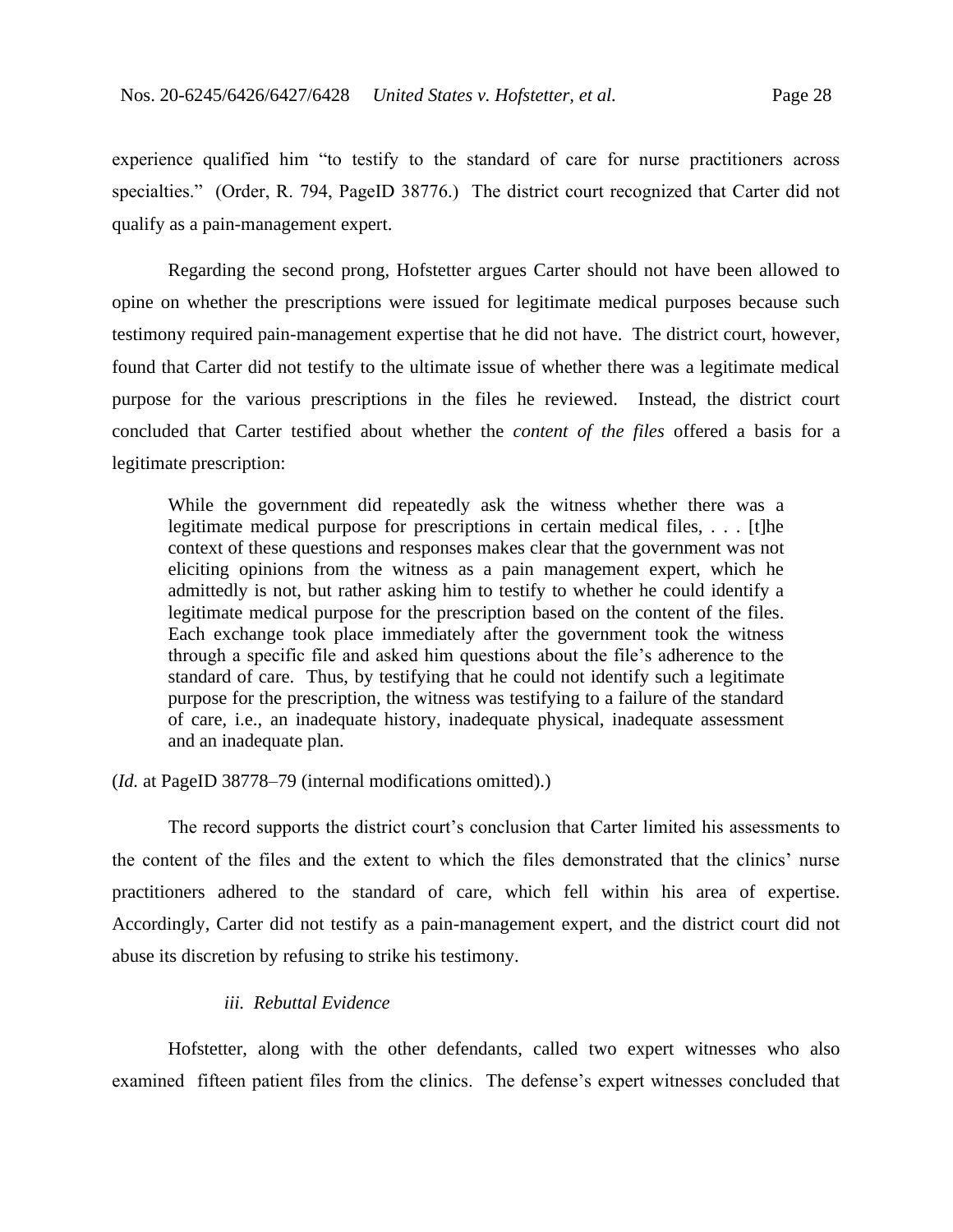experience qualified him "to testify to the standard of care for nurse practitioners across specialties." (Order, R. 794, PageID 38776.) The district court recognized that Carter did not qualify as a pain-management expert.

Regarding the second prong, Hofstetter argues Carter should not have been allowed to opine on whether the prescriptions were issued for legitimate medical purposes because such testimony required pain-management expertise that he did not have. The district court, however, found that Carter did not testify to the ultimate issue of whether there was a legitimate medical purpose for the various prescriptions in the files he reviewed. Instead, the district court concluded that Carter testified about whether the *content of the files* offered a basis for a legitimate prescription:

> While the government did repeatedly ask the witness whether there was a legitimate medical purpose for prescriptions in certain medical files, . . . [t]he context of these questions and responses makes clear that the government was not eliciting opinions from the witness as a pain management expert, which he admittedly is not, but rather asking him to testify to whether he could identify a legitimate medical purpose for the prescription based on the content of the files. Each exchange took place immediately after the government took the witness through a specific file and asked him questions about the file's adherence to the standard of care. Thus, by testifying that he could not identify such a legitimate purpose for the prescription, the witness was testifying to a failure of the standard of care, i.e., an inadequate history, inadequate physical, inadequate assessment and an inadequate plan.

(*Id.* at PageID 38778–79 (internal modifications omitted).)

The record supports the district court's conclusion that Carter limited his assessments to the content of the files and the extent to which the files demonstrated that the clinics' nurse practitioners adhered to the standard of care, which fell within his area of expertise. Accordingly, Carter did not testify as a pain-management expert, and the district court did not abuse its discretion by refusing to strike his testimony.

#### *iii. Rebuttal Evidence*

Hofstetter, along with the other defendants, called two expert witnesses who also examined fifteen patient files from the clinics. The defense's expert witnesses concluded that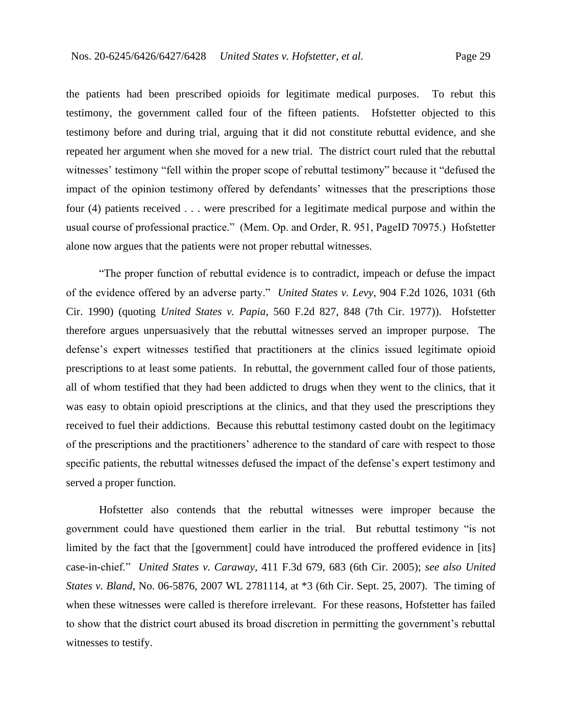the patients had been prescribed opioids for legitimate medical purposes. To rebut this testimony, the government called four of the fifteen patients. Hofstetter objected to this testimony before and during trial, arguing that it did not constitute rebuttal evidence, and she repeated her argument when she moved for a new trial. The district court ruled that the rebuttal witnesses' testimony "fell within the proper scope of rebuttal testimony" because it "defused the impact of the opinion testimony offered by defendants' witnesses that the prescriptions those four (4) patients received . . . were prescribed for a legitimate medical purpose and within the usual course of professional practice." (Mem. Op. and Order, R. 951, PageID 70975.) Hofstetter alone now argues that the patients were not proper rebuttal witnesses.

"The proper function of rebuttal evidence is to contradict, impeach or defuse the impact of the evidence offered by an adverse party." *United States v. Levy*, 904 F.2d 1026, 1031 (6th Cir. 1990) (quoting *United States v. Papia*, 560 F.2d 827, 848 (7th Cir. 1977)). Hofstetter therefore argues unpersuasively that the rebuttal witnesses served an improper purpose. The defense's expert witnesses testified that practitioners at the clinics issued legitimate opioid prescriptions to at least some patients. In rebuttal, the government called four of those patients, all of whom testified that they had been addicted to drugs when they went to the clinics, that it was easy to obtain opioid prescriptions at the clinics, and that they used the prescriptions they received to fuel their addictions. Because this rebuttal testimony casted doubt on the legitimacy of the prescriptions and the practitioners' adherence to the standard of care with respect to those specific patients, the rebuttal witnesses defused the impact of the defense's expert testimony and served a proper function.

Hofstetter also contends that the rebuttal witnesses were improper because the government could have questioned them earlier in the trial. But rebuttal testimony "is not limited by the fact that the [government] could have introduced the proffered evidence in [its] case-in-chief." *United States v. Caraway*, 411 F.3d 679, 683 (6th Cir. 2005); *see also United States v. Bland*, No. 06-5876, 2007 WL 2781114, at *3 (6th Cir. Sept. 25, 2007). The timing of when these witnesses were called is therefore irrelevant. For these reasons, Hofstetter has failed to show that the district court abused its broad discretion in permitting the government's rebuttal witnesses to testify.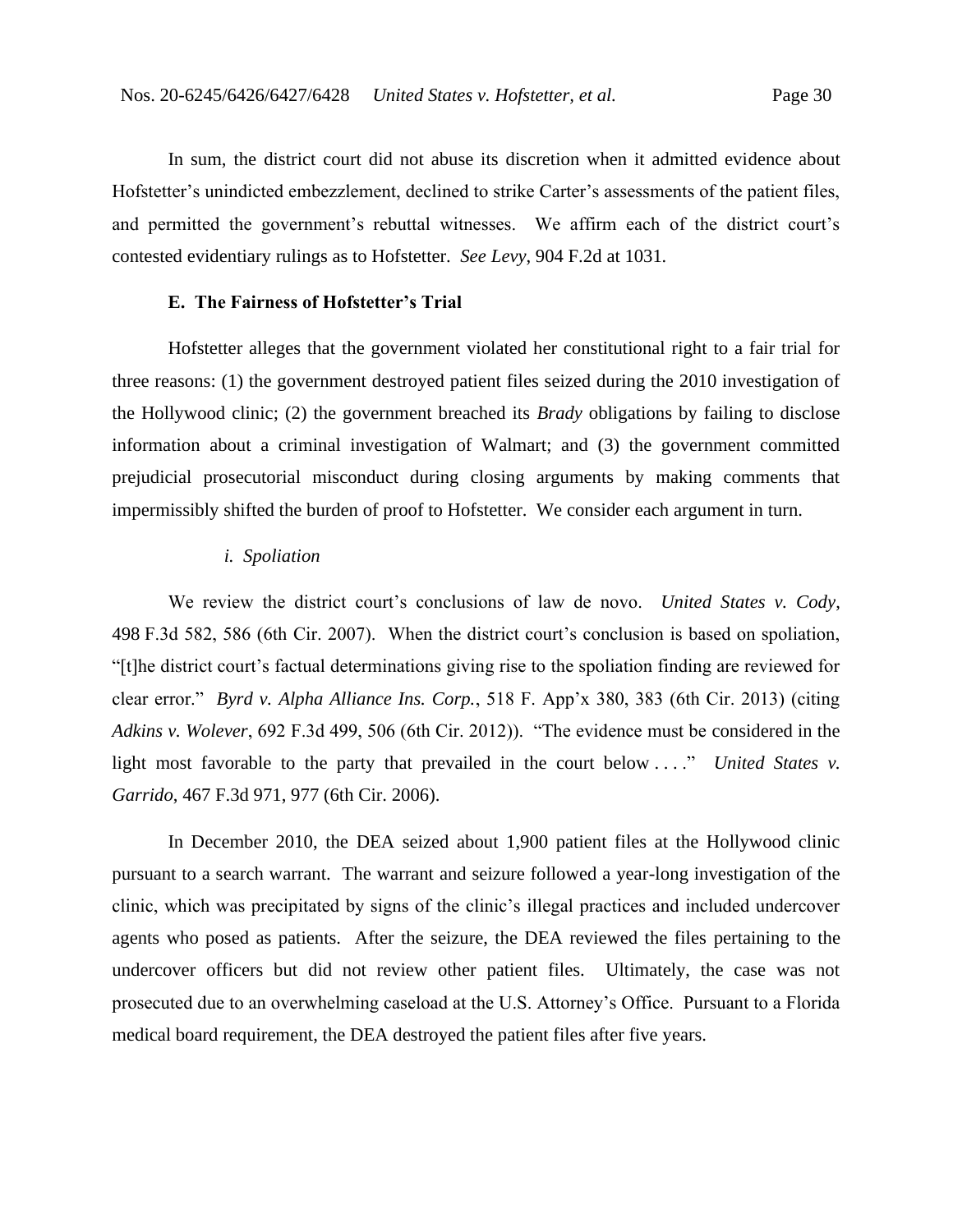In sum, the district court did not abuse its discretion when it admitted evidence about Hofstetter's unindicted embezzlement, declined to strike Carter's assessments of the patient files, and permitted the government's rebuttal witnesses. We affirm each of the district court's contested evidentiary rulings as to Hofstetter. *See Levy*, 904 F.2d at 1031.

### E. The Fairness of Hofstetter's Trial

Hofstetter alleges that the government violated her constitutional right to a fair trial for three reasons: (1) the government destroyed patient files seized during the 2010 investigation of the Hollywood clinic; (2) the government breached its *Brady* obligations by failing to disclose information about a criminal investigation of Walmart; and (3) the government committed prejudicial prosecutorial misconduct during closing arguments by making comments that impermissibly shifted the burden of proof to Hofstetter. We consider each argument in turn.

#### *i. Spoliation*

We review the district court's conclusions of law de novo. *United States v. Cody*, 498 F.3d 582, 586 (6th Cir. 2007). When the district court's conclusion is based on spoliation, "[t]he district court's factual determinations giving rise to the spoliation finding are reviewed for clear error." *Byrd v. Alpha Alliance Ins. Corp.*, 518 F. App'x 380, 383 (6th Cir. 2013) (citing *Adkins v. Wolever*, 692 F.3d 499, 506 (6th Cir. 2012)). "The evidence must be considered in the light most favorable to the party that prevailed in the court below . . . ." *United States v. Garrido*, 467 F.3d 971, 977 (6th Cir. 2006).

In December 2010, the DEA seized about 1,900 patient files at the Hollywood clinic pursuant to a search warrant. The warrant and seizure followed a year-long investigation of the clinic, which was precipitated by signs of the clinic's illegal practices and included undercover agents who posed as patients. After the seizure, the DEA reviewed the files pertaining to the undercover officers but did not review other patient files. Ultimately, the case was not prosecuted due to an overwhelming caseload at the U.S. Attorney's Office. Pursuant to a Florida medical board requirement, the DEA destroyed the patient files after five years.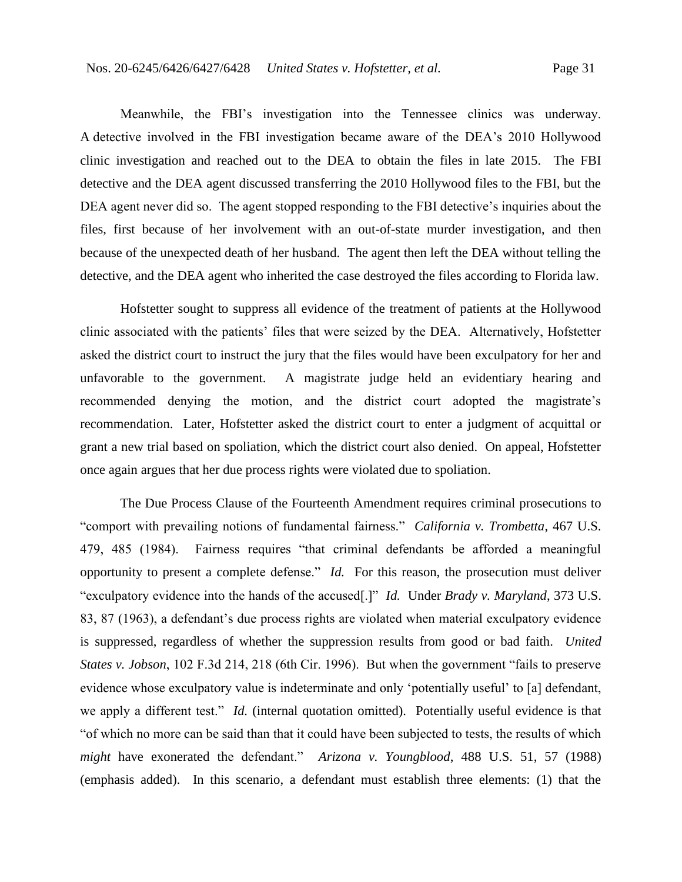Meanwhile, the FBI's investigation into the Tennessee clinics was underway. A detective involved in the FBI investigation became aware of the DEA's 2010 Hollywood clinic investigation and reached out to the DEA to obtain the files in late 2015. The FBI detective and the DEA agent discussed transferring the 2010 Hollywood files to the FBI, but the DEA agent never did so. The agent stopped responding to the FBI detective's inquiries about the files, first because of her involvement with an out-of-state murder investigation, and then because of the unexpected death of her husband. The agent then left the DEA without telling the detective, and the DEA agent who inherited the case destroyed the files according to Florida law.

Hofstetter sought to suppress all evidence of the treatment of patients at the Hollywood clinic associated with the patients' files that were seized by the DEA. Alternatively, Hofstetter asked the district court to instruct the jury that the files would have been exculpatory for her and unfavorable to the government. A magistrate judge held an evidentiary hearing and recommended denying the motion, and the district court adopted the magistrate's recommendation. Later, Hofstetter asked the district court to enter a judgment of acquittal or grant a new trial based on spoliation, which the district court also denied. On appeal, Hofstetter once again argues that her due process rights were violated due to spoliation.

The Due Process Clause of the Fourteenth Amendment requires criminal prosecutions to "comport with prevailing notions of fundamental fairness." *California v. Trombetta*, 467 U.S. 479, 485 (1984). Fairness requires "that criminal defendants be afforded a meaningful opportunity to present a complete defense." *Id.* For this reason, the prosecution must deliver "exculpatory evidence into the hands of the accused[.]" *Id.* Under *Brady v. Maryland*, 373 U.S. 83, 87 (1963), a defendant's due process rights are violated when material exculpatory evidence is suppressed, regardless of whether the suppression results from good or bad faith. *United States v. Jobson*, 102 F.3d 214, 218 (6th Cir. 1996). But when the government "fails to preserve evidence whose exculpatory value is indeterminate and only 'potentially useful' to [a] defendant, we apply a different test." *Id.* (internal quotation omitted). Potentially useful evidence is that "of which no more can be said than that it could have been subjected to tests, the results of which *might* have exonerated the defendant." *Arizona v. Youngblood*, 488 U.S. 51, 57 (1988) (emphasis added). In this scenario, a defendant must establish three elements: (1) that the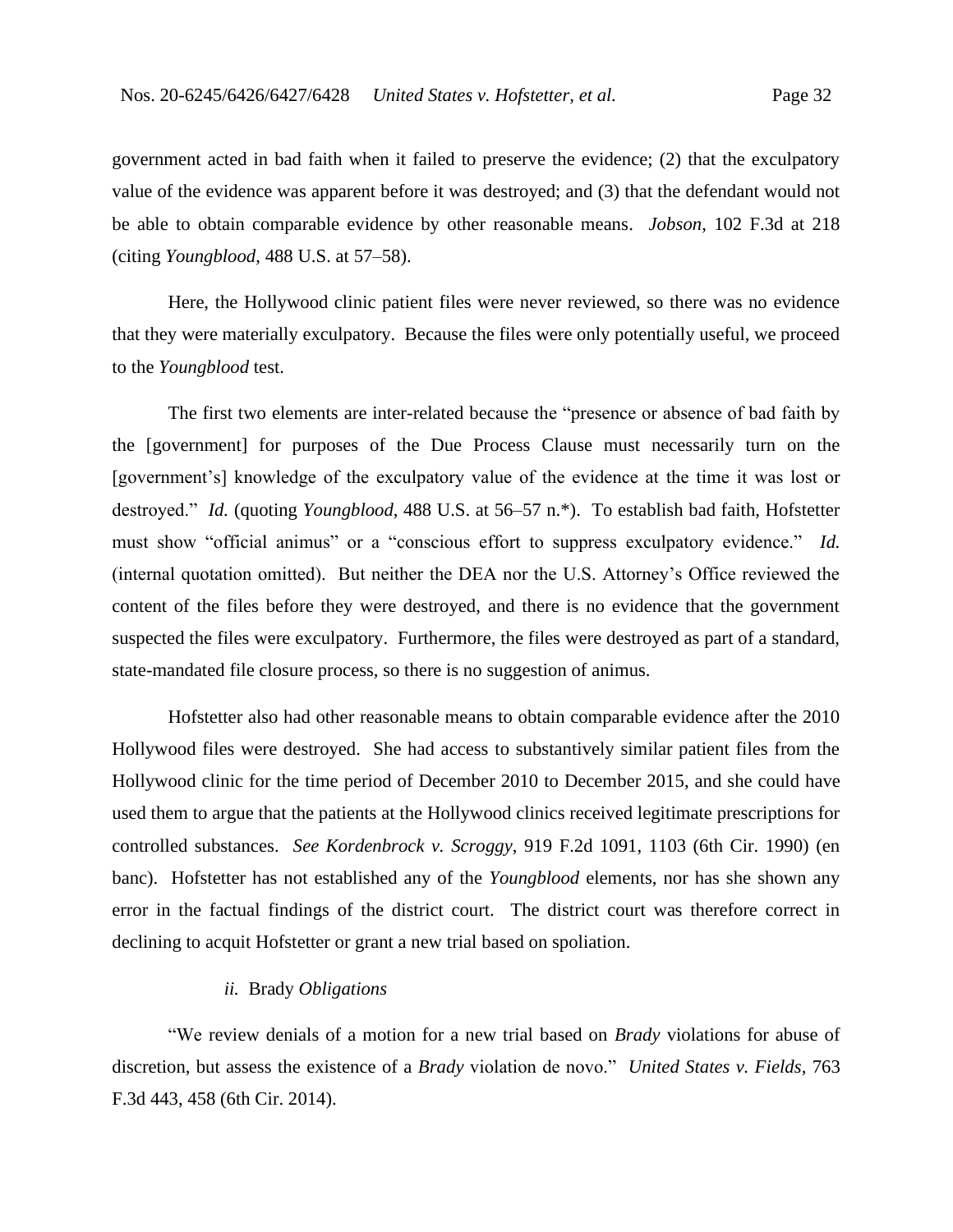government acted in bad faith when it failed to preserve the evidence; (2) that the exculpatory value of the evidence was apparent before it was destroyed; and (3) that the defendant would not be able to obtain comparable evidence by other reasonable means. *Jobson*, 102 F.3d at 218 (citing *Youngblood*, 488 U.S. at 57–58).

Here, the Hollywood clinic patient files were never reviewed, so there was no evidence that they were materially exculpatory. Because the files were only potentially useful, we proceed to the *Youngblood* test.

The first two elements are inter-related because the "presence or absence of bad faith by the [government] for purposes of the Due Process Clause must necessarily turn on the [government's] knowledge of the exculpatory value of the evidence at the time it was lost or destroyed." *Id.* (quoting *Youngblood*, 488 U.S. at 56–57 n.*). To establish bad faith, Hofstetter must show "official animus" or a "conscious effort to suppress exculpatory evidence." *Id.* (internal quotation omitted). But neither the DEA nor the U.S. Attorney's Office reviewed the content of the files before they were destroyed, and there is no evidence that the government suspected the files were exculpatory. Furthermore, the files were destroyed as part of a standard, state-mandated file closure process, so there is no suggestion of animus.

Hofstetter also had other reasonable means to obtain comparable evidence after the 2010 Hollywood files were destroyed. She had access to substantively similar patient files from the Hollywood clinic for the time period of December 2010 to December 2015, and she could have used them to argue that the patients at the Hollywood clinics received legitimate prescriptions for controlled substances. *See Kordenbrock v. Scroggy*, 919 F.2d 1091, 1103 (6th Cir. 1990) (en banc). Hofstetter has not established any of the *Youngblood* elements, nor has she shown any error in the factual findings of the district court. The district court was therefore correct in declining to acquit Hofstetter or grant a new trial based on spoliation.

#### *ii.* Brady *Obligations*

"We review denials of a motion for a new trial based on *Brady* violations for abuse of discretion, but assess the existence of a *Brady* violation de novo." *United States v. Fields*, 763 F.3d 443, 458 (6th Cir. 2014).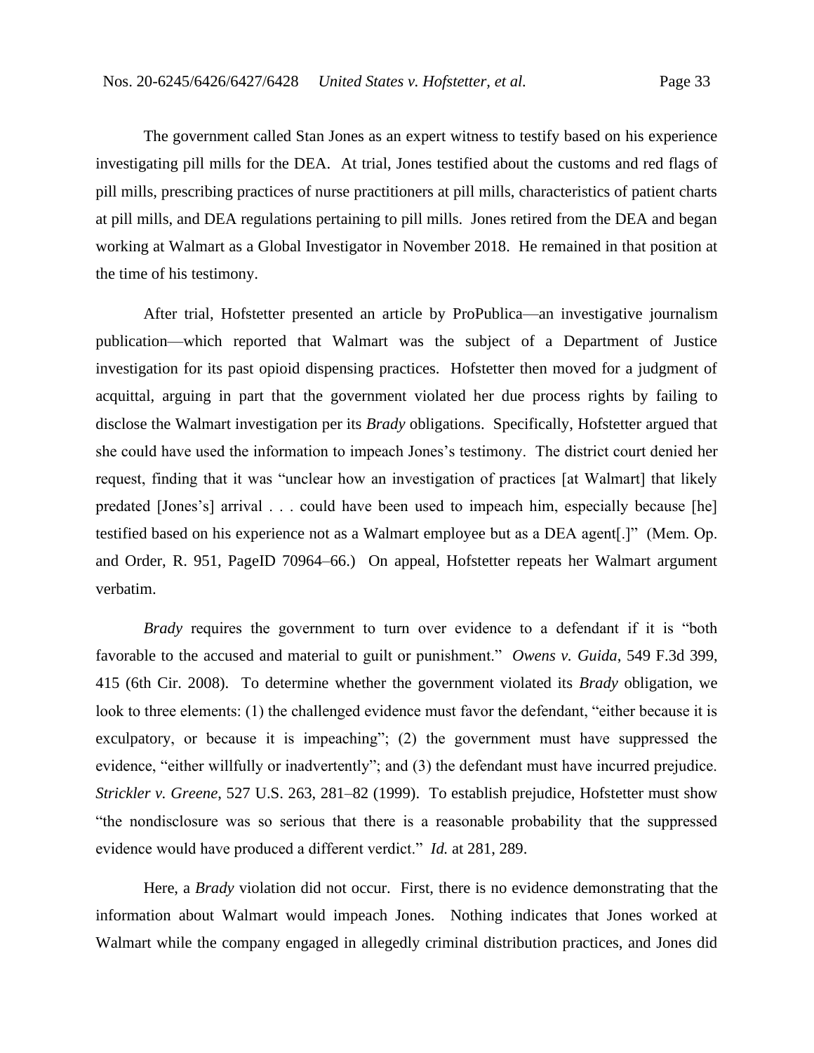The government called Stan Jones as an expert witness to testify based on his experience investigating pill mills for the DEA. At trial, Jones testified about the customs and red flags of pill mills, prescribing practices of nurse practitioners at pill mills, characteristics of patient charts at pill mills, and DEA regulations pertaining to pill mills. Jones retired from the DEA and began working at Walmart as a Global Investigator in November 2018. He remained in that position at the time of his testimony.

After trial, Hofstetter presented an article by ProPublica—an investigative journalism publication—which reported that Walmart was the subject of a Department of Justice investigation for its past opioid dispensing practices. Hofstetter then moved for a judgment of acquittal, arguing in part that the government violated her due process rights by failing to disclose the Walmart investigation per its *Brady* obligations. Specifically, Hofstetter argued that she could have used the information to impeach Jones's testimony. The district court denied her request, finding that it was "unclear how an investigation of practices [at Walmart] that likely predated [Jones's] arrival . . . could have been used to impeach him, especially because [he] testified based on his experience not as a Walmart employee but as a DEA agent[.]" (Mem. Op. and Order, R. 951, PageID 70964–66.) On appeal, Hofstetter repeats her Walmart argument verbatim.

*Brady* requires the government to turn over evidence to a defendant if it is "both favorable to the accused and material to guilt or punishment." *Owens v. Guida*, 549 F.3d 399, 415 (6th Cir. 2008). To determine whether the government violated its *Brady* obligation, we look to three elements: (1) the challenged evidence must favor the defendant, "either because it is exculpatory, or because it is impeaching"; (2) the government must have suppressed the evidence, "either willfully or inadvertently"; and (3) the defendant must have incurred prejudice. *Strickler v. Greene*, 527 U.S. 263, 281–82 (1999). To establish prejudice, Hofstetter must show "the nondisclosure was so serious that there is a reasonable probability that the suppressed evidence would have produced a different verdict." *Id.* at 281, 289.

Here, a *Brady* violation did not occur. First, there is no evidence demonstrating that the information about Walmart would impeach Jones. Nothing indicates that Jones worked at Walmart while the company engaged in allegedly criminal distribution practices, and Jones did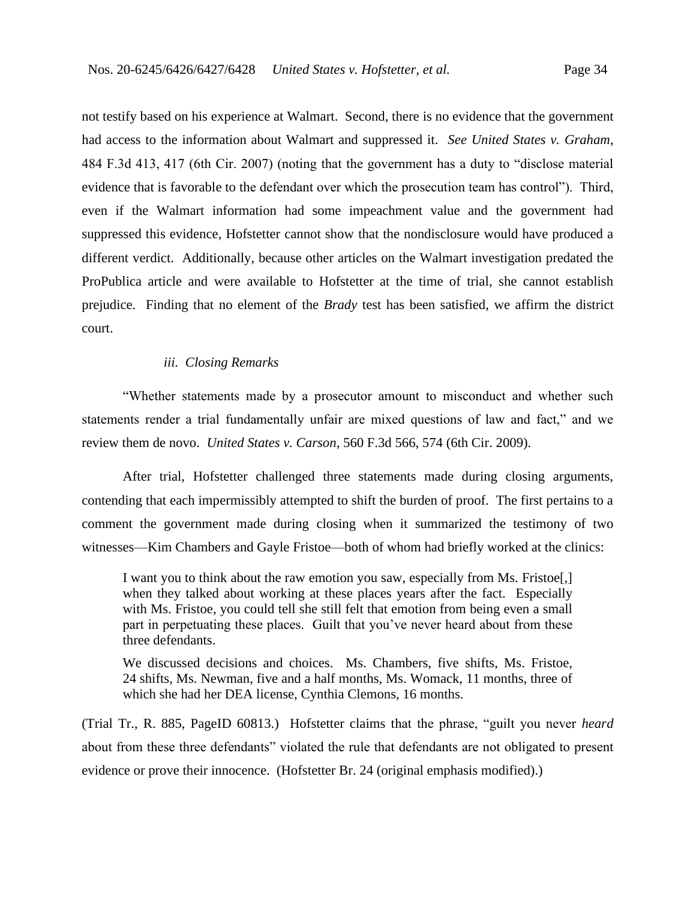not testify based on his experience at Walmart. Second, there is no evidence that the government had access to the information about Walmart and suppressed it. *See United States v. Graham*, 484 F.3d 413, 417 (6th Cir. 2007) (noting that the government has a duty to "disclose material evidence that is favorable to the defendant over which the prosecution team has control"). Third, even if the Walmart information had some impeachment value and the government had suppressed this evidence, Hofstetter cannot show that the nondisclosure would have produced a different verdict. Additionally, because other articles on the Walmart investigation predated the ProPublica article and were available to Hofstetter at the time of trial, she cannot establish prejudice. Finding that no element of the *Brady* test has been satisfied, we affirm the district court.

*iii. Closing Remarks*

"Whether statements made by a prosecutor amount to misconduct and whether such statements render a trial fundamentally unfair are mixed questions of law and fact," and we review them de novo. *United States v. Carson*, 560 F.3d 566, 574 (6th Cir. 2009).

After trial, Hofstetter challenged three statements made during closing arguments, contending that each impermissibly attempted to shift the burden of proof. The first pertains to a comment the government made during closing when it summarized the testimony of two witnesses—Kim Chambers and Gayle Fristoe—both of whom had briefly worked at the clinics:

> I want you to think about the raw emotion you saw, especially from Ms. Fristoe[,] when they talked about working at these places years after the fact. Especially with Ms. Fristoe, you could tell she still felt that emotion from being even a small part in perpetuating these places. Guilt that you've never heard about from these three defendants.
>
> We discussed decisions and choices. Ms. Chambers, five shifts, Ms. Fristoe, 24 shifts, Ms. Newman, five and a half months, Ms. Womack, 11 months, three of which she had her DEA license, Cynthia Clemons, 16 months.

(Trial Tr., R. 885, PageID 60813.) Hofstetter claims that the phrase, "guilt you never *heard* about from these three defendants" violated the rule that defendants are not obligated to present evidence or prove their innocence. (Hofstetter Br. 24 (original emphasis modified).)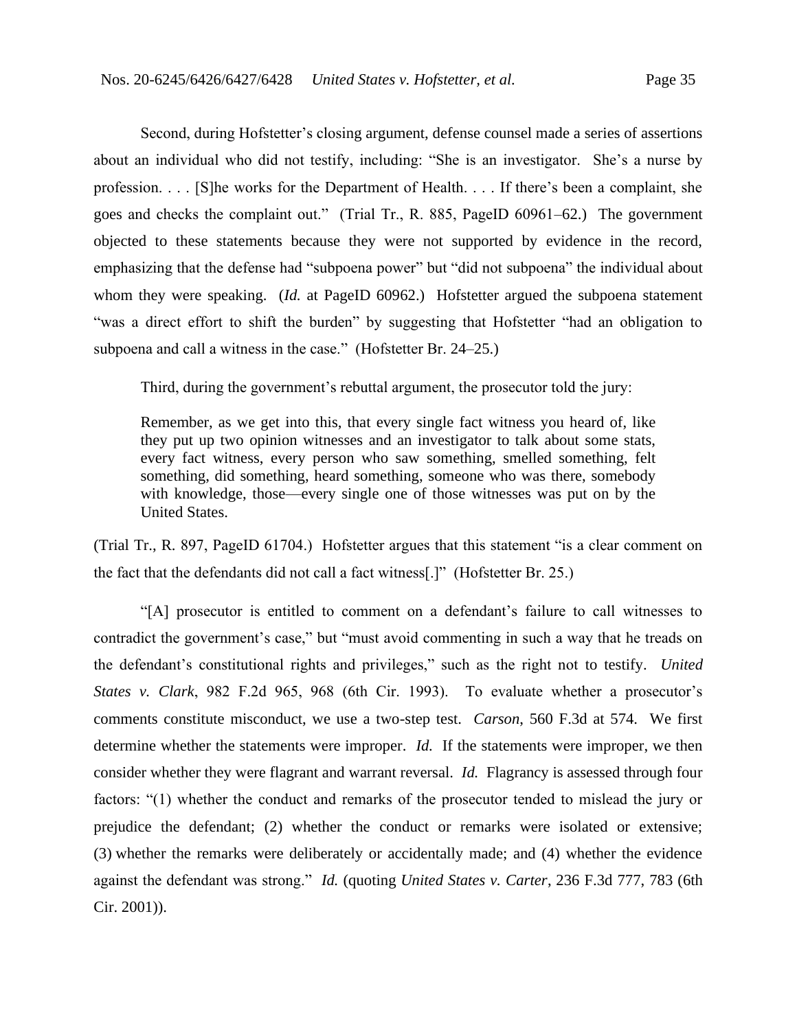Second, during Hofstetter's closing argument, defense counsel made a series of assertions about an individual who did not testify, including: "She is an investigator. She's a nurse by profession. . . . [S]he works for the Department of Health. . . . If there's been a complaint, she goes and checks the complaint out." (Trial Tr., R. 885, PageID 60961–62.) The government objected to these statements because they were not supported by evidence in the record, emphasizing that the defense had "subpoena power" but "did not subpoena" the individual about whom they were speaking. (*Id.* at PageID 60962.) Hofstetter argued the subpoena statement "was a direct effort to shift the burden" by suggesting that Hofstetter "had an obligation to subpoena and call a witness in the case." (Hofstetter Br. 24–25.)

Third, during the government's rebuttal argument, the prosecutor told the jury:

> Remember, as we get into this, that every single fact witness you heard of, like they put up two opinion witnesses and an investigator to talk about some stats, every fact witness, every person who saw something, smelled something, felt something, did something, heard something, someone who was there, somebody with knowledge, those—every single one of those witnesses was put on by the United States.

(Trial Tr., R. 897, PageID 61704.) Hofstetter argues that this statement "is a clear comment on the fact that the defendants did not call a fact witness[.]" (Hofstetter Br. 25.)

"[A] prosecutor is entitled to comment on a defendant's failure to call witnesses to contradict the government's case," but "must avoid commenting in such a way that he treads on the defendant's constitutional rights and privileges," such as the right not to testify. *United States v. Clark*, 982 F.2d 965, 968 (6th Cir. 1993). To evaluate whether a prosecutor's comments constitute misconduct, we use a two-step test. *Carson*, 560 F.3d at 574. We first determine whether the statements were improper. *Id.* If the statements were improper, we then consider whether they were flagrant and warrant reversal. *Id.* Flagrancy is assessed through four factors: "(1) whether the conduct and remarks of the prosecutor tended to mislead the jury or prejudice the defendant; (2) whether the conduct or remarks were isolated or extensive; (3) whether the remarks were deliberately or accidentally made; and (4) whether the evidence against the defendant was strong." *Id.* (quoting *United States v. Carter*, 236 F.3d 777, 783 (6th Cir. 2001)).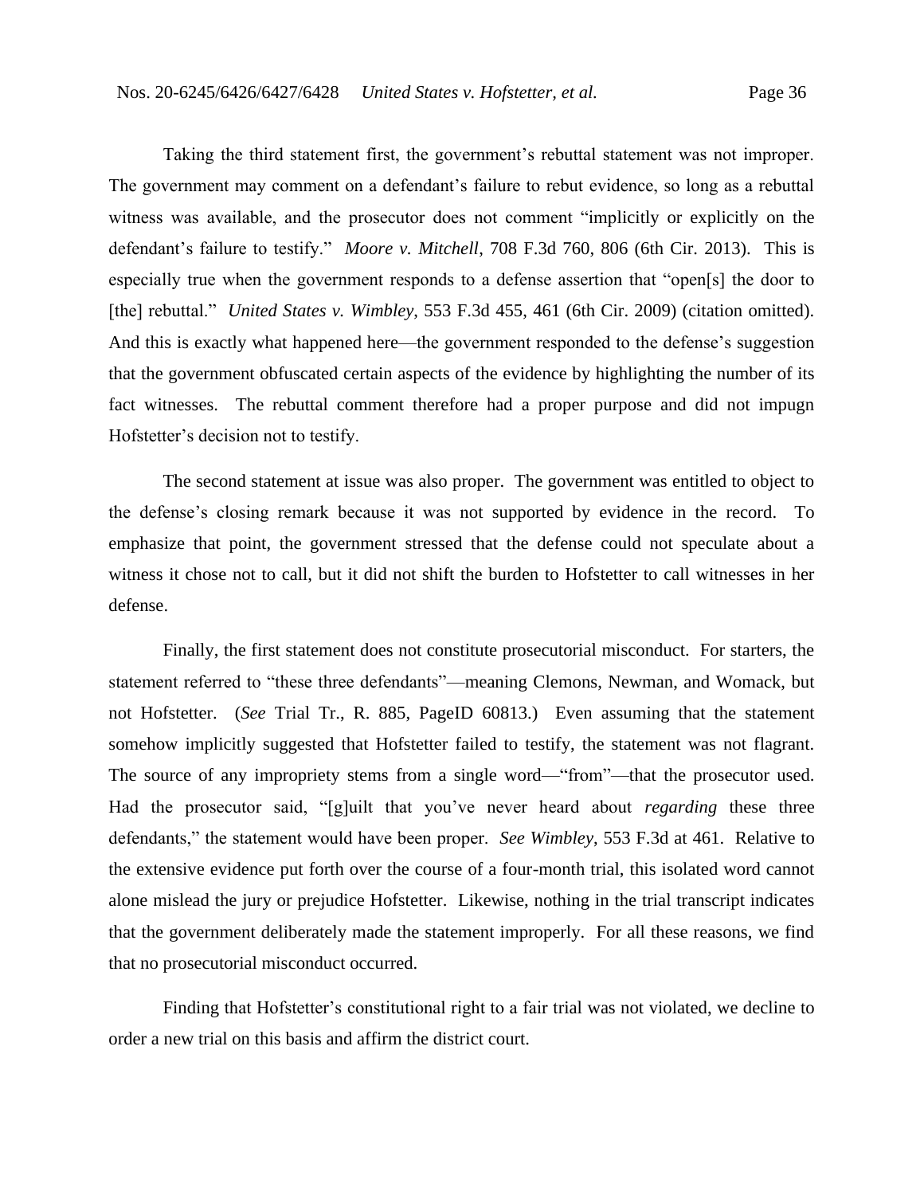Taking the third statement first, the government's rebuttal statement was not improper. The government may comment on a defendant's failure to rebut evidence, so long as a rebuttal witness was available, and the prosecutor does not comment "implicitly or explicitly on the defendant's failure to testify." *Moore v. Mitchell*, 708 F.3d 760, 806 (6th Cir. 2013). This is especially true when the government responds to a defense assertion that "open[s] the door to [the] rebuttal." *United States v. Wimbley*, 553 F.3d 455, 461 (6th Cir. 2009) (citation omitted). And this is exactly what happened here—the government responded to the defense's suggestion that the government obfuscated certain aspects of the evidence by highlighting the number of its fact witnesses. The rebuttal comment therefore had a proper purpose and did not impugn Hofstetter's decision not to testify.

The second statement at issue was also proper. The government was entitled to object to the defense's closing remark because it was not supported by evidence in the record. To emphasize that point, the government stressed that the defense could not speculate about a witness it chose not to call, but it did not shift the burden to Hofstetter to call witnesses in her defense.

Finally, the first statement does not constitute prosecutorial misconduct. For starters, the statement referred to "these three defendants"—meaning Clemons, Newman, and Womack, but not Hofstetter. (*See* Trial Tr., R. 885, PageID 60813.) Even assuming that the statement somehow implicitly suggested that Hofstetter failed to testify, the statement was not flagrant. The source of any impropriety stems from a single word—"from"—that the prosecutor used. Had the prosecutor said, "[g]uilt that you've never heard about *regarding* these three defendants," the statement would have been proper. *See Wimbley*, 553 F.3d at 461. Relative to the extensive evidence put forth over the course of a four-month trial, this isolated word cannot alone mislead the jury or prejudice Hofstetter. Likewise, nothing in the trial transcript indicates that the government deliberately made the statement improperly. For all these reasons, we find that no prosecutorial misconduct occurred.

Finding that Hofstetter's constitutional right to a fair trial was not violated, we decline to order a new trial on this basis and affirm the district court.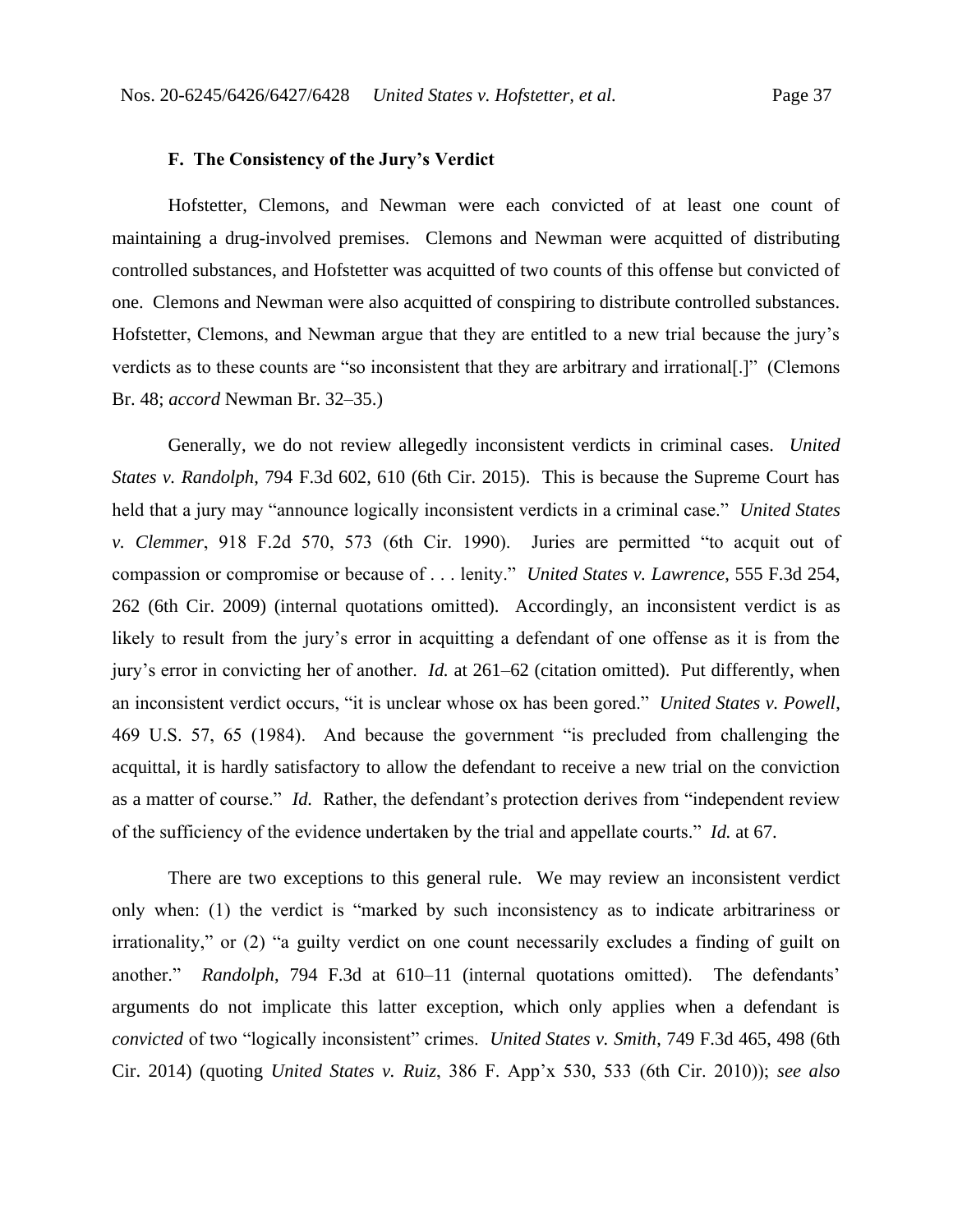### F. The Consistency of the Jury's Verdict

Hofstetter, Clemons, and Newman were each convicted of at least one count of maintaining a drug-involved premises. Clemons and Newman were acquitted of distributing controlled substances, and Hofstetter was acquitted of two counts of this offense but convicted of one. Clemons and Newman were also acquitted of conspiring to distribute controlled substances. Hofstetter, Clemons, and Newman argue that they are entitled to a new trial because the jury's verdicts as to these counts are "so inconsistent that they are arbitrary and irrational[.]" (Clemons Br. 48; *accord* Newman Br. 32–35.)

Generally, we do not review allegedly inconsistent verdicts in criminal cases. *United States v. Randolph*, 794 F.3d 602, 610 (6th Cir. 2015). This is because the Supreme Court has held that a jury may "announce logically inconsistent verdicts in a criminal case." *United States v. Clemmer*, 918 F.2d 570, 573 (6th Cir. 1990). Juries are permitted "to acquit out of compassion or compromise or because of . . . lenity." *United States v. Lawrence*, 555 F.3d 254, 262 (6th Cir. 2009) (internal quotations omitted). Accordingly, an inconsistent verdict is as likely to result from the jury's error in acquitting a defendant of one offense as it is from the jury's error in convicting her of another. *Id.* at 261–62 (citation omitted). Put differently, when an inconsistent verdict occurs, "it is unclear whose ox has been gored." *United States v. Powell*, 469 U.S. 57, 65 (1984). And because the government "is precluded from challenging the acquittal, it is hardly satisfactory to allow the defendant to receive a new trial on the conviction as a matter of course." *Id.* Rather, the defendant's protection derives from "independent review of the sufficiency of the evidence undertaken by the trial and appellate courts." *Id.* at 67.

There are two exceptions to this general rule. We may review an inconsistent verdict only when: (1) the verdict is "marked by such inconsistency as to indicate arbitrariness or irrationality," or (2) "a guilty verdict on one count necessarily excludes a finding of guilt on another." *Randolph*, 794 F.3d at 610–11 (internal quotations omitted). The defendants' arguments do not implicate this latter exception, which only applies when a defendant is *convicted* of two "logically inconsistent" crimes. *United States v. Smith*, 749 F.3d 465, 498 (6th Cir. 2014) (quoting *United States v. Ruiz*, 386 F. App'x 530, 533 (6th Cir. 2010)); *see also*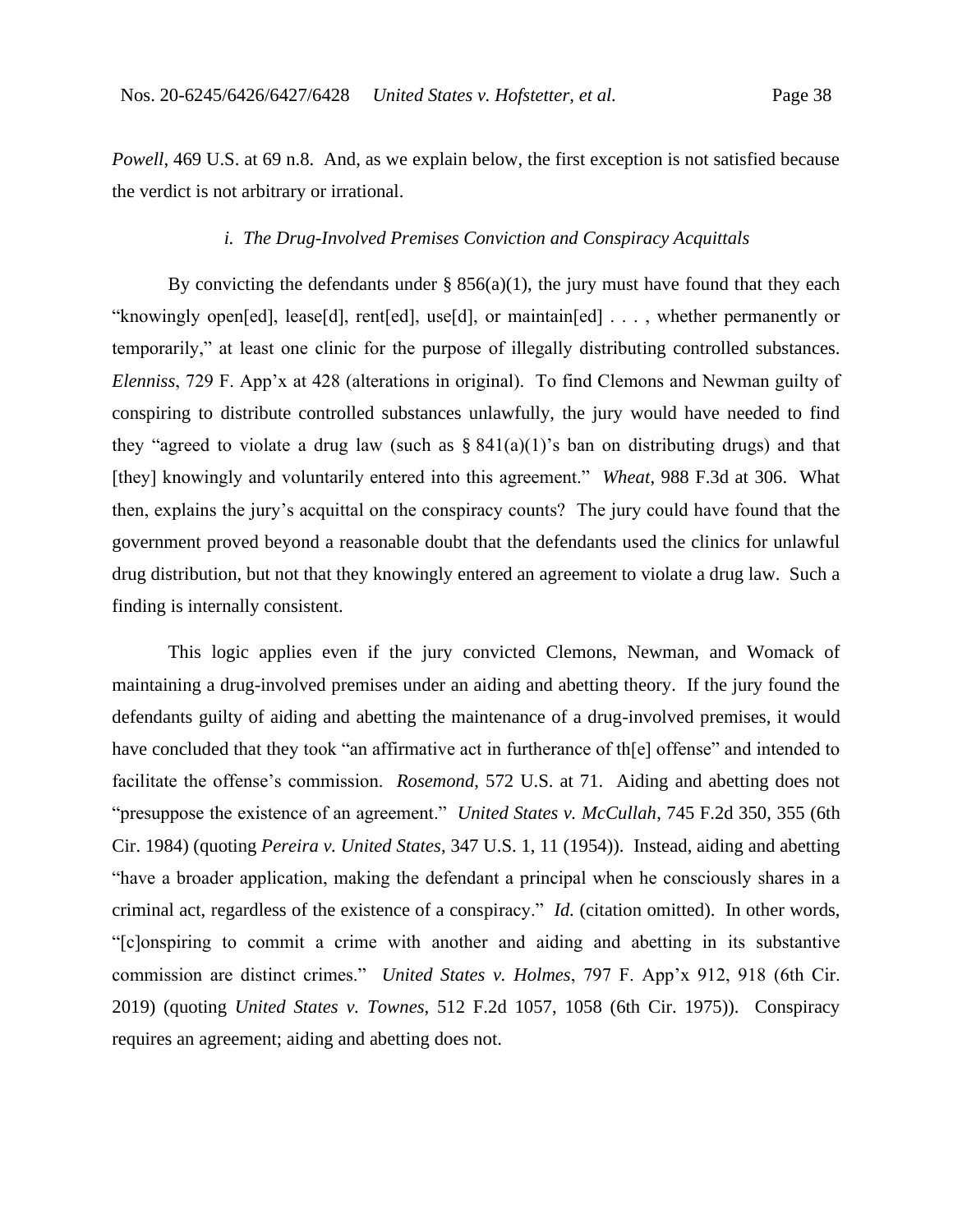*Powell*, 469 U.S. at 69 n.8. And, as we explain below, the first exception is not satisfied because the verdict is not arbitrary or irrational.

*i. The Drug-Involved Premises Conviction and Conspiracy Acquittals*

By convicting the defendants under § 856(a)(1), the jury must have found that they each "knowingly open[ed], lease[d], rent[ed], use[d], or maintain[ed] . . . , whether permanently or temporarily," at least one clinic for the purpose of illegally distributing controlled substances. *Elenniss*, 729 F. App'x at 428 (alterations in original). To find Clemons and Newman guilty of conspiring to distribute controlled substances unlawfully, the jury would have needed to find they "agreed to violate a drug law (such as § 841(a)(1)'s ban on distributing drugs) and that [they] knowingly and voluntarily entered into this agreement." *Wheat*, 988 F.3d at 306. What then, explains the jury's acquittal on the conspiracy counts? The jury could have found that the government proved beyond a reasonable doubt that the defendants used the clinics for unlawful drug distribution, but not that they knowingly entered an agreement to violate a drug law. Such a finding is internally consistent.

This logic applies even if the jury convicted Clemons, Newman, and Womack of maintaining a drug-involved premises under an aiding and abetting theory. If the jury found the defendants guilty of aiding and abetting the maintenance of a drug-involved premises, it would have concluded that they took "an affirmative act in furtherance of th[e] offense" and intended to facilitate the offense's commission. *Rosemond*, 572 U.S. at 71. Aiding and abetting does not "presuppose the existence of an agreement." *United States v. McCullah*, 745 F.2d 350, 355 (6th Cir. 1984) (quoting *Pereira v. United States*, 347 U.S. 1, 11 (1954)). Instead, aiding and abetting "have a broader application, making the defendant a principal when he consciously shares in a criminal act, regardless of the existence of a conspiracy." *Id.* (citation omitted). In other words, "[c]onspiring to commit a crime with another and aiding and abetting in its substantive commission are distinct crimes." *United States v. Holmes*, 797 F. App'x 912, 918 (6th Cir. 2019) (quoting *United States v. Townes*, 512 F.2d 1057, 1058 (6th Cir. 1975)). Conspiracy requires an agreement; aiding and abetting does not.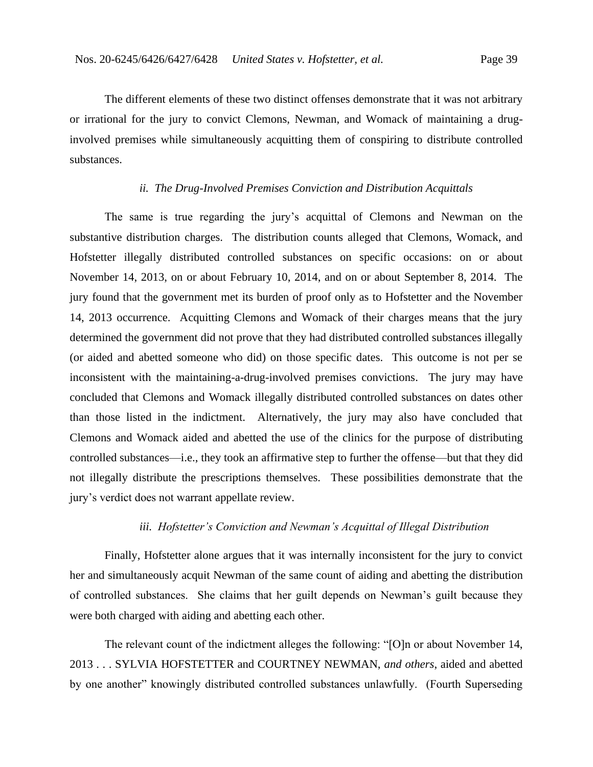The different elements of these two distinct offenses demonstrate that it was not arbitrary or irrational for the jury to convict Clemons, Newman, and Womack of maintaining a drug-involved premises while simultaneously acquitting them of conspiring to distribute controlled substances.

*ii. The Drug-Involved Premises Conviction and Distribution Acquittals*

The same is true regarding the jury's acquittal of Clemons and Newman on the substantive distribution charges. The distribution counts alleged that Clemons, Womack, and Hofstetter illegally distributed controlled substances on specific occasions: on or about November 14, 2013, on or about February 10, 2014, and on or about September 8, 2014. The jury found that the government met its burden of proof only as to Hofstetter and the November 14, 2013 occurrence. Acquitting Clemons and Womack of their charges means that the jury determined the government did not prove that they had distributed controlled substances illegally (or aided and abetted someone who did) on those specific dates. This outcome is not per se inconsistent with the maintaining-a-drug-involved premises convictions. The jury may have concluded that Clemons and Womack illegally distributed controlled substances on dates other than those listed in the indictment. Alternatively, the jury may also have concluded that Clemons and Womack aided and abetted the use of the clinics for the purpose of distributing controlled substances—i.e., they took an affirmative step to further the offense—but that they did not illegally distribute the prescriptions themselves. These possibilities demonstrate that the jury's verdict does not warrant appellate review.

*iii. Hofstetter's Conviction and Newman's Acquittal of Illegal Distribution*

Finally, Hofstetter alone argues that it was internally inconsistent for the jury to convict her and simultaneously acquit Newman of the same count of aiding and abetting the distribution of controlled substances. She claims that her guilt depends on Newman's guilt because they were both charged with aiding and abetting each other.

The relevant count of the indictment alleges the following: "[O]n or about November 14, 2013 . . . SYLVIA HOFSTETTER and COURTNEY NEWMAN, *and others*, aided and abetted by one another" knowingly distributed controlled substances unlawfully. (Fourth Superseding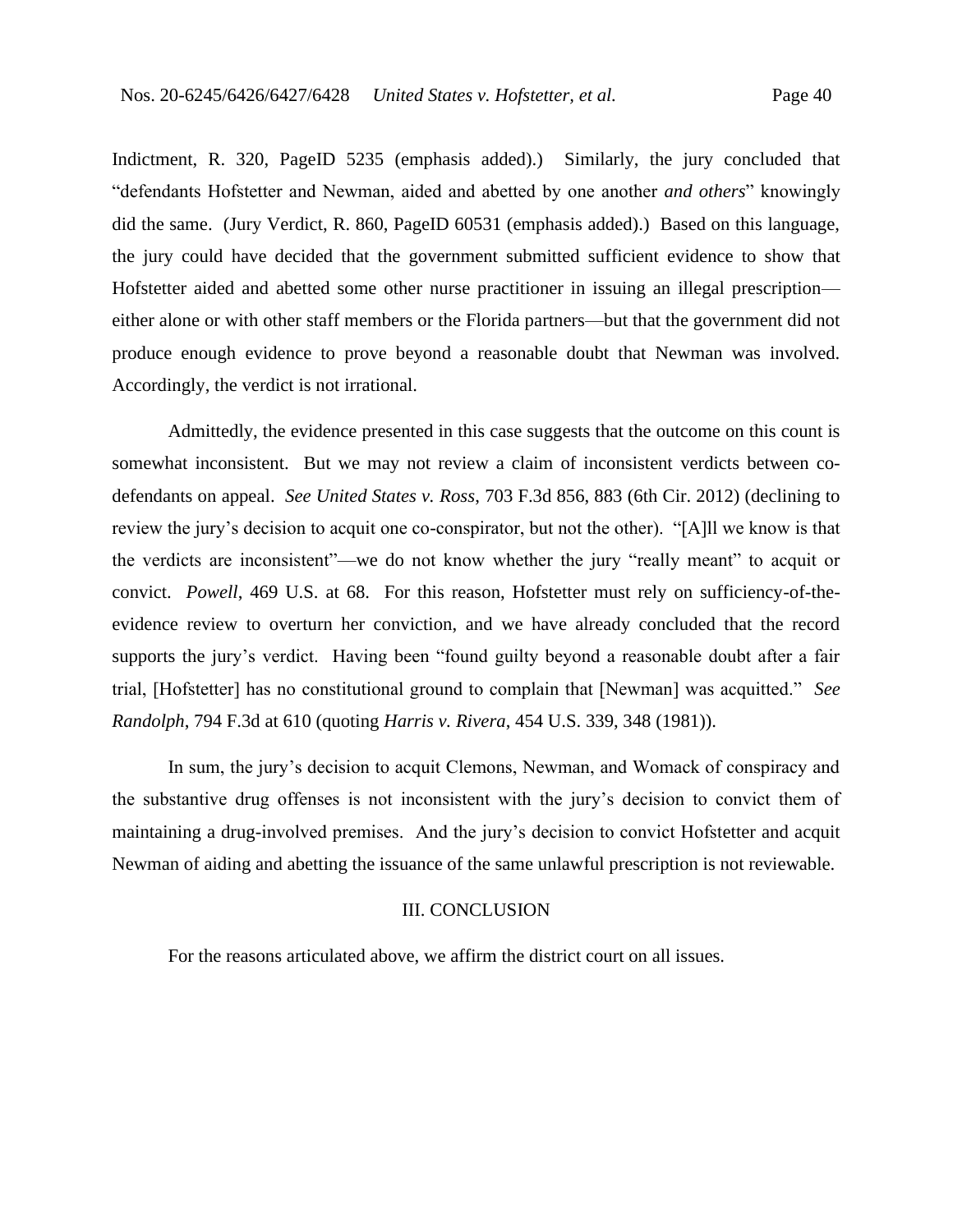Indictment, R. 320, PageID 5235 (emphasis added).) Similarly, the jury concluded that "defendants Hofstetter and Newman, aided and abetted by one another *and others*" knowingly did the same. (Jury Verdict, R. 860, PageID 60531 (emphasis added).) Based on this language, the jury could have decided that the government submitted sufficient evidence to show that Hofstetter aided and abetted some other nurse practitioner in issuing an illegal prescription—either alone or with other staff members or the Florida partners—but that the government did not produce enough evidence to prove beyond a reasonable doubt that Newman was involved. Accordingly, the verdict is not irrational.

Admittedly, the evidence presented in this case suggests that the outcome on this count is somewhat inconsistent. But we may not review a claim of inconsistent verdicts between co-defendants on appeal. *See United States v. Ross*, 703 F.3d 856, 883 (6th Cir. 2012) (declining to review the jury's decision to acquit one co-conspirator, but not the other). "[A]ll we know is that the verdicts are inconsistent"—we do not know whether the jury "really meant" to acquit or convict. *Powell*, 469 U.S. at 68. For this reason, Hofstetter must rely on sufficiency-of-the-evidence review to overturn her conviction, and we have already concluded that the record supports the jury's verdict. Having been "found guilty beyond a reasonable doubt after a fair trial, [Hofstetter] has no constitutional ground to complain that [Newman] was acquitted." *See Randolph*, 794 F.3d at 610 (quoting *Harris v. Rivera*, 454 U.S. 339, 348 (1981)).

In sum, the jury's decision to acquit Clemons, Newman, and Womack of conspiracy and the substantive drug offenses is not inconsistent with the jury's decision to convict them of maintaining a drug-involved premises. And the jury's decision to convict Hofstetter and acquit Newman of aiding and abetting the issuance of the same unlawful prescription is not reviewable.

## III. CONCLUSION

For the reasons articulated above, we affirm the district court on all issues.